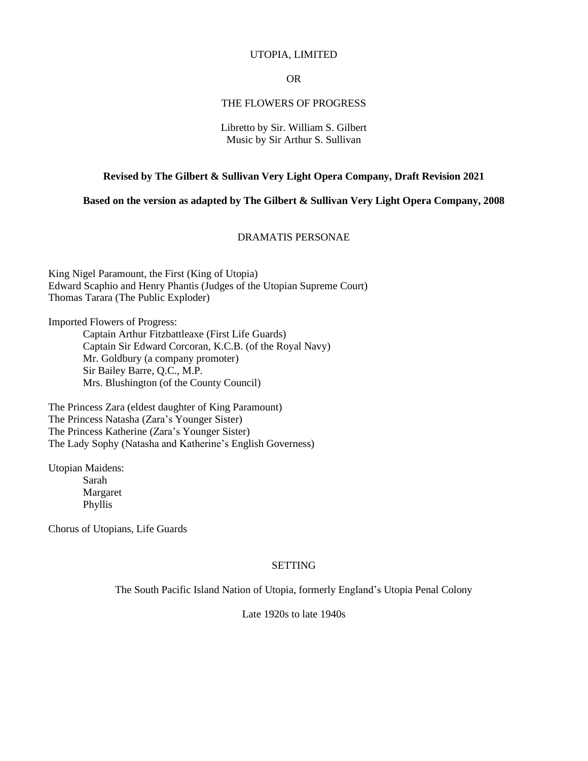# UTOPIA, LIMITED

OR

# THE FLOWERS OF PROGRESS

Libretto by Sir. William S. Gilbert
Music by Sir Arthur S. Sullivan

**Revised by The Gilbert & Sullivan Very Light Opera Company, Draft Revision 2021**

**Based on the version as adapted by The Gilbert & Sullivan Very Light Opera Company, 2008**

## DRAMATIS PERSONAE

King Nigel Paramount, the First (King of Utopia)
Edward Scaphio and Henry Phantis (Judges of the Utopian Supreme Court)
Thomas Tarara (The Public Exploder)

Imported Flowers of Progress:

- Captain Arthur Fitzbattleaxe (First Life Guards)
- Captain Sir Edward Corcoran, K.C.B. (of the Royal Navy)
- Mr. Goldbury (a company promoter)
- Sir Bailey Barre, Q.C., M.P.
- Mrs. Blushington (of the County Council)

The Princess Zara (eldest daughter of King Paramount)
The Princess Natasha (Zara's Younger Sister)
The Princess Katherine (Zara's Younger Sister)
The Lady Sophy (Natasha and Katherine's English Governess)

Utopian Maidens:

- Sarah
- Margaret
- Phyllis

Chorus of Utopians, Life Guards

## SETTING

The South Pacific Island Nation of Utopia, formerly England's Utopia Penal Colony

Late 1920s to late 1940s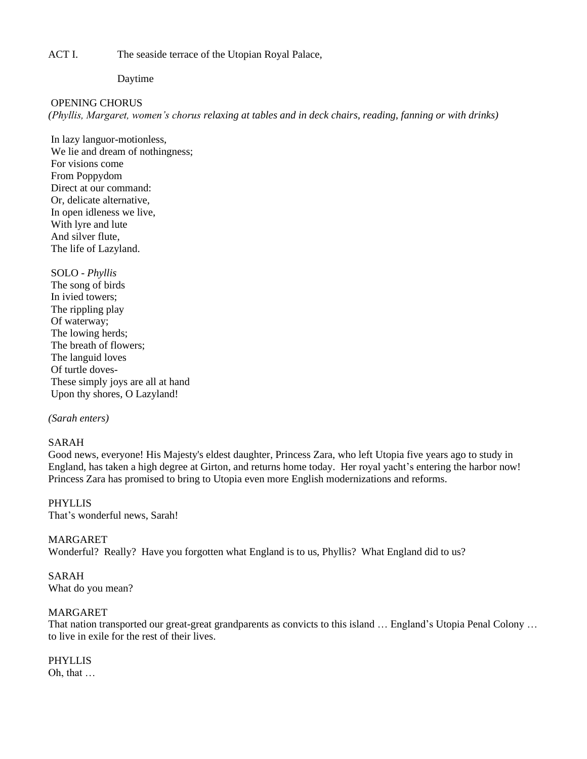ACT I. The seaside terrace of the Utopian Royal Palace,

Daytime

OPENING CHORUS

*(Phyllis, Margaret, women's chorus relaxing at tables and in deck chairs, reading, fanning or with drinks)*

In lazy languor-motionless,
We lie and dream of nothingness;
For visions come
From Poppydom
Direct at our command:
Or, delicate alternative,
In open idleness we live,
With lyre and lute
And silver flute,
The life of Lazyland.

SOLO - *Phyllis*

The song of birds
In ivied towers;
The rippling play
Of waterway;
The lowing herds;
The breath of flowers;
The languid loves
Of turtle doves-
These simply joys are all at hand
Upon thy shores, O Lazyland!

*(Sarah enters)*

SARAH

Good news, everyone! His Majesty's eldest daughter, Princess Zara, who left Utopia five years ago to study in England, has taken a high degree at Girton, and returns home today. Her royal yacht's entering the harbor now! Princess Zara has promised to bring to Utopia even more English modernizations and reforms.

PHYLLIS

That's wonderful news, Sarah!

MARGARET

Wonderful? Really? Have you forgotten what England is to us, Phyllis? What England did to us?

SARAH

What do you mean?

MARGARET

That nation transported our great-great grandparents as convicts to this island … England's Utopia Penal Colony … to live in exile for the rest of their lives.

PHYLLIS

Oh, that …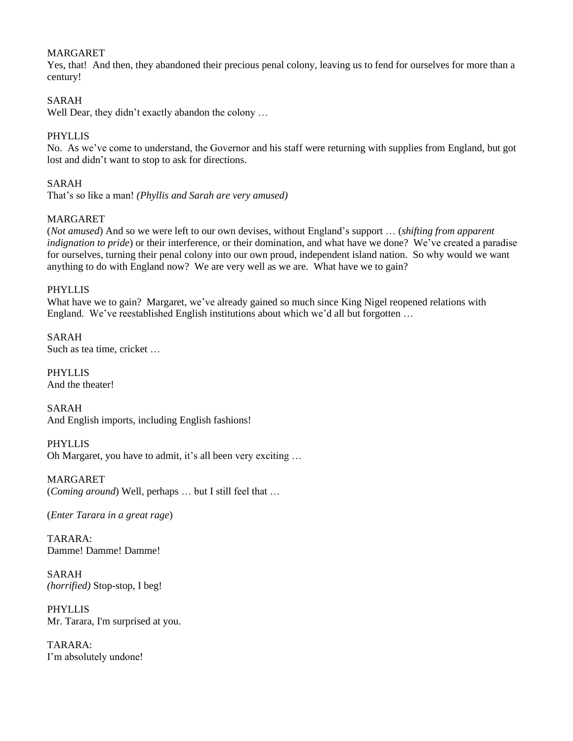MARGARET
Yes, that! And then, they abandoned their precious penal colony, leaving us to fend for ourselves for more than a century!

SARAH
Well Dear, they didn't exactly abandon the colony …

PHYLLIS
No. As we've come to understand, the Governor and his staff were returning with supplies from England, but got lost and didn't want to stop to ask for directions.

SARAH
That's so like a man! *(Phyllis and Sarah are very amused)*

MARGARET
(*Not amused*) And so we were left to our own devises, without England's support … (*shifting from apparent indignation to pride*) or their interference, or their domination, and what have we done? We've created a paradise for ourselves, turning their penal colony into our own proud, independent island nation. So why would we want anything to do with England now? We are very well as we are. What have we to gain?

PHYLLIS
What have we to gain? Margaret, we've already gained so much since King Nigel reopened relations with England. We've reestablished English institutions about which we'd all but forgotten …

SARAH
Such as tea time, cricket …

PHYLLIS
And the theater!

SARAH
And English imports, including English fashions!

PHYLLIS
Oh Margaret, you have to admit, it's all been very exciting …

MARGARET
(*Coming around*) Well, perhaps … but I still feel that …

(*Enter Tarara in a great rage*)

TARARA:
Damme! Damme! Damme!

SARAH
*(horrified)* Stop-stop, I beg!

PHYLLIS
Mr. Tarara, I'm surprised at you.

TARARA:
I'm absolutely undone!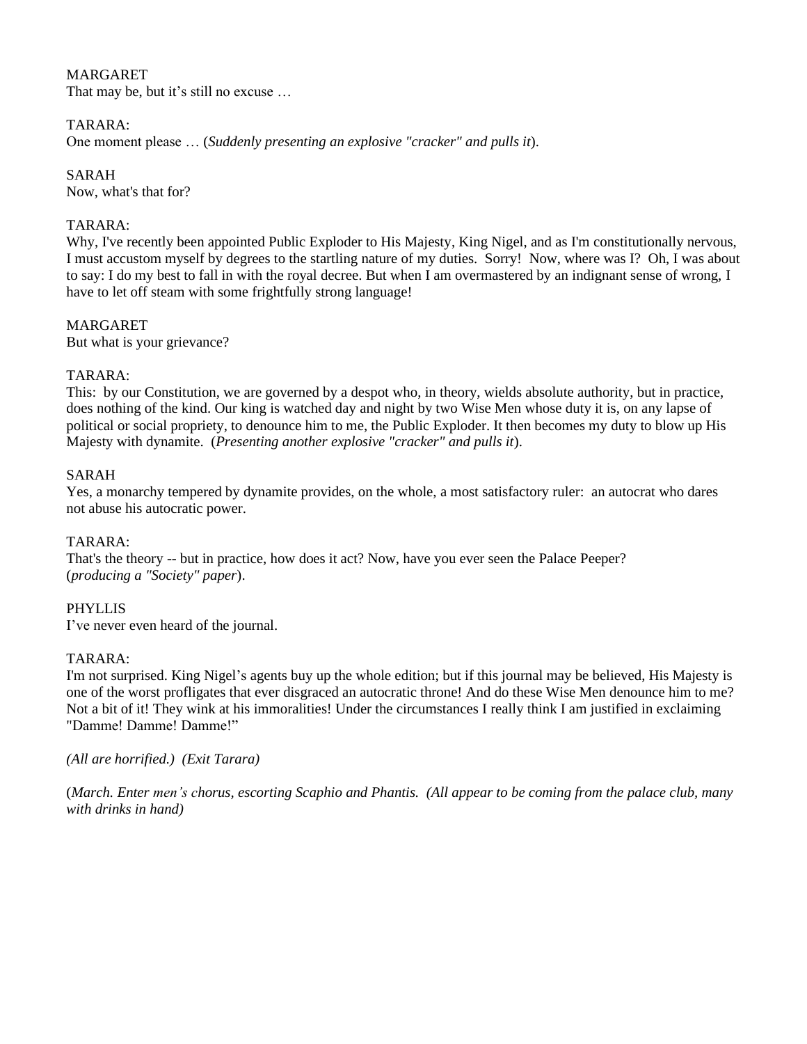MARGARET
That may be, but it's still no excuse …

TARARA:
One moment please … (*Suddenly presenting an explosive "cracker" and pulls it*).

SARAH
Now, what's that for?

TARARA:
Why, I've recently been appointed Public Exploder to His Majesty, King Nigel, and as I'm constitutionally nervous, I must accustom myself by degrees to the startling nature of my duties. Sorry! Now, where was I? Oh, I was about to say: I do my best to fall in with the royal decree. But when I am overmastered by an indignant sense of wrong, I have to let off steam with some frightfully strong language!

MARGARET
But what is your grievance?

TARARA:
This: by our Constitution, we are governed by a despot who, in theory, wields absolute authority, but in practice, does nothing of the kind. Our king is watched day and night by two Wise Men whose duty it is, on any lapse of political or social propriety, to denounce him to me, the Public Exploder. It then becomes my duty to blow up His Majesty with dynamite. (*Presenting another explosive "cracker" and pulls it*).

SARAH
Yes, a monarchy tempered by dynamite provides, on the whole, a most satisfactory ruler: an autocrat who dares not abuse his autocratic power.

TARARA:
That's the theory -- but in practice, how does it act? Now, have you ever seen the Palace Peeper? (*producing a "Society" paper*).

PHYLLIS
I've never even heard of the journal.

TARARA:
I'm not surprised. King Nigel's agents buy up the whole edition; but if this journal may be believed, His Majesty is one of the worst profligates that ever disgraced an autocratic throne! And do these Wise Men denounce him to me? Not a bit of it! They wink at his immoralities! Under the circumstances I really think I am justified in exclaiming "Damme! Damme! Damme!"

*(All are horrified.) (Exit Tarara)*

(*March. Enter men's chorus, escorting Scaphio and Phantis. (All appear to be coming from the palace club, many with drinks in hand)*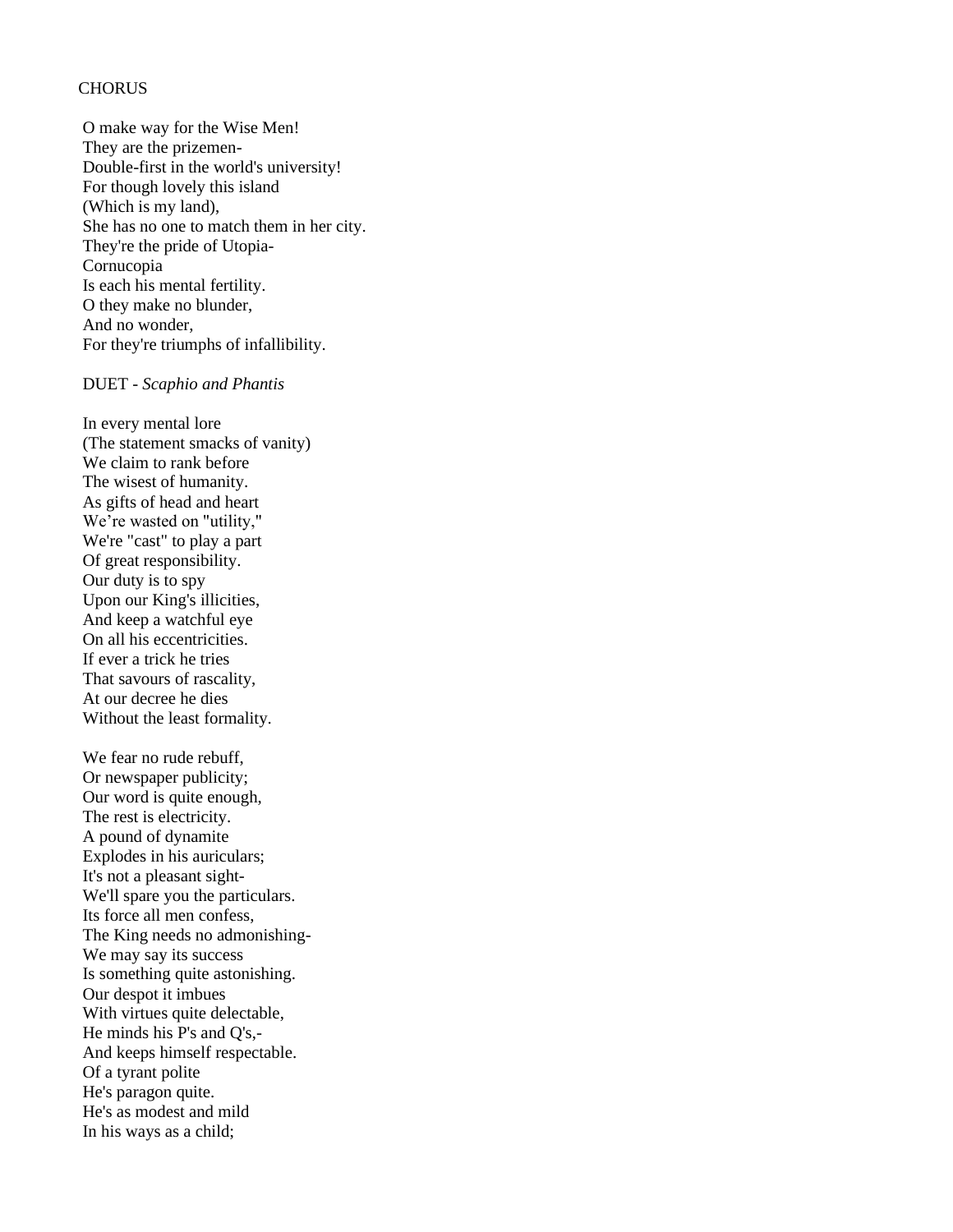CHORUS

O make way for the Wise Men!  
They are the prizemen-  
Double-first in the world's university!  
For though lovely this island  
(Which is my land),  
She has no one to match them in her city.  
They're the pride of Utopia-  
Cornucopia  
Is each his mental fertility.  
O they make no blunder,  
And no wonder,  
For they're triumphs of infallibility.

DUET - *Scaphio and Phantis*

In every mental lore  
(The statement smacks of vanity)  
We claim to rank before  
The wisest of humanity.  
As gifts of head and heart  
We're wasted on "utility,"  
We're "cast" to play a part  
Of great responsibility.  
Our duty is to spy  
Upon our King's illicities,  
And keep a watchful eye  
On all his eccentricities.  
If ever a trick he tries  
That savours of rascality,  
At our decree he dies  
Without the least formality.

We fear no rude rebuff,  
Or newspaper publicity;  
Our word is quite enough,  
The rest is electricity.  
A pound of dynamite  
Explodes in his auriculars;  
It's not a pleasant sight-  
We'll spare you the particulars.  
Its force all men confess,  
The King needs no admonishing-  
We may say its success  
Is something quite astonishing.  
Our despot it imbues  
With virtues quite delectable,  
He minds his P's and Q's,-  
And keeps himself respectable.  
Of a tyrant polite  
He's paragon quite.  
He's as modest and mild  
In his ways as a child;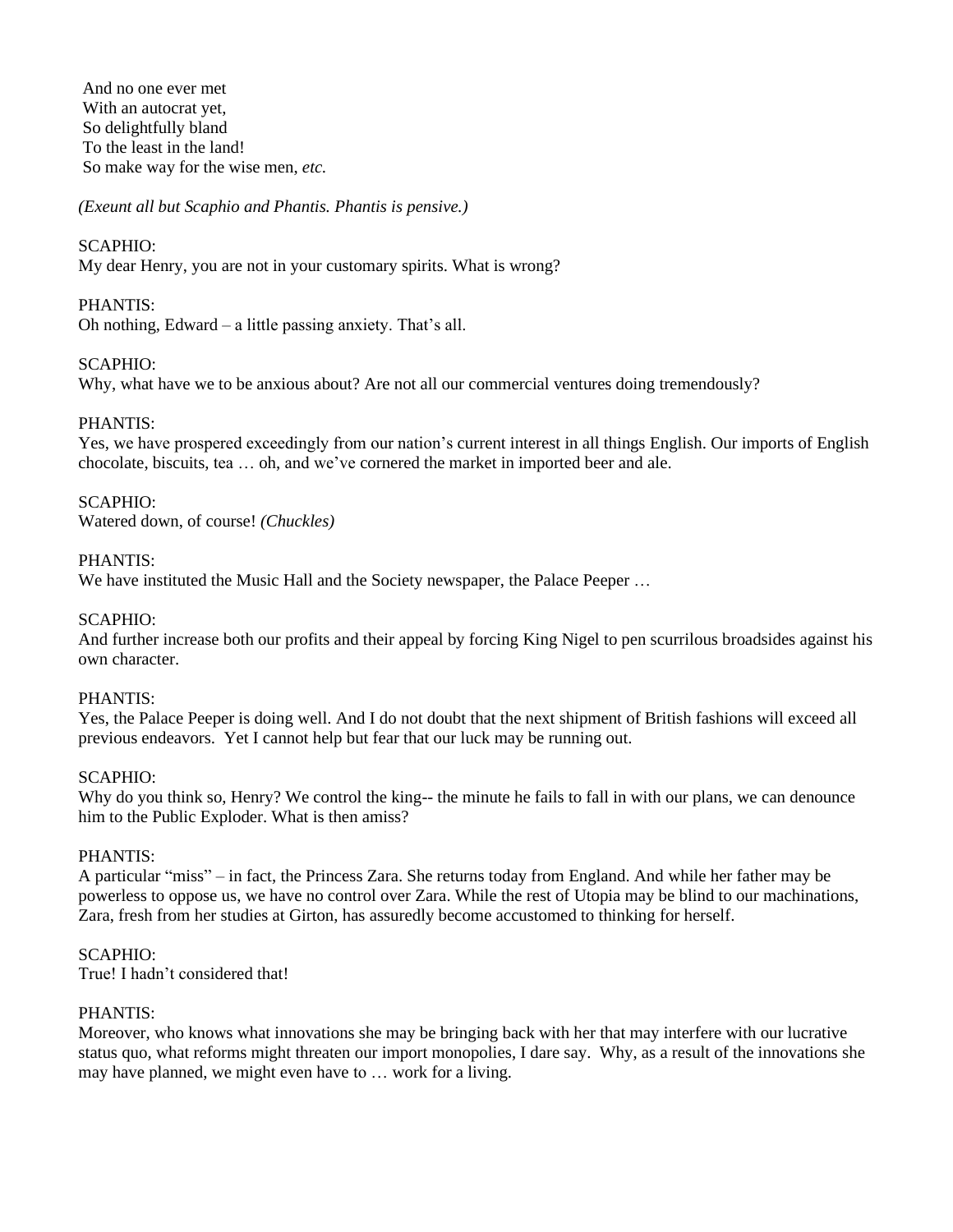And no one ever met
With an autocrat yet,
So delightfully bland
To the least in the land!
So make way for the wise men, *etc.*

*(Exeunt all but Scaphio and Phantis. Phantis is pensive.)*

SCAPHIO:
My dear Henry, you are not in your customary spirits. What is wrong?

PHANTIS:
Oh nothing, Edward – a little passing anxiety. That's all.

SCAPHIO:
Why, what have we to be anxious about? Are not all our commercial ventures doing tremendously?

PHANTIS:
Yes, we have prospered exceedingly from our nation's current interest in all things English. Our imports of English chocolate, biscuits, tea … oh, and we've cornered the market in imported beer and ale.

SCAPHIO:
Watered down, of course! *(Chuckles)*

PHANTIS:
We have instituted the Music Hall and the Society newspaper, the Palace Peeper …

SCAPHIO:
And further increase both our profits and their appeal by forcing King Nigel to pen scurrilous broadsides against his own character.

PHANTIS:
Yes, the Palace Peeper is doing well. And I do not doubt that the next shipment of British fashions will exceed all previous endeavors. Yet I cannot help but fear that our luck may be running out.

SCAPHIO:
Why do you think so, Henry? We control the king-- the minute he fails to fall in with our plans, we can denounce him to the Public Exploder. What is then amiss?

PHANTIS:
A particular "miss" – in fact, the Princess Zara. She returns today from England. And while her father may be powerless to oppose us, we have no control over Zara. While the rest of Utopia may be blind to our machinations, Zara, fresh from her studies at Girton, has assuredly become accustomed to thinking for herself.

SCAPHIO:
True! I hadn't considered that!

PHANTIS:
Moreover, who knows what innovations she may be bringing back with her that may interfere with our lucrative status quo, what reforms might threaten our import monopolies, I dare say. Why, as a result of the innovations she may have planned, we might even have to … work for a living.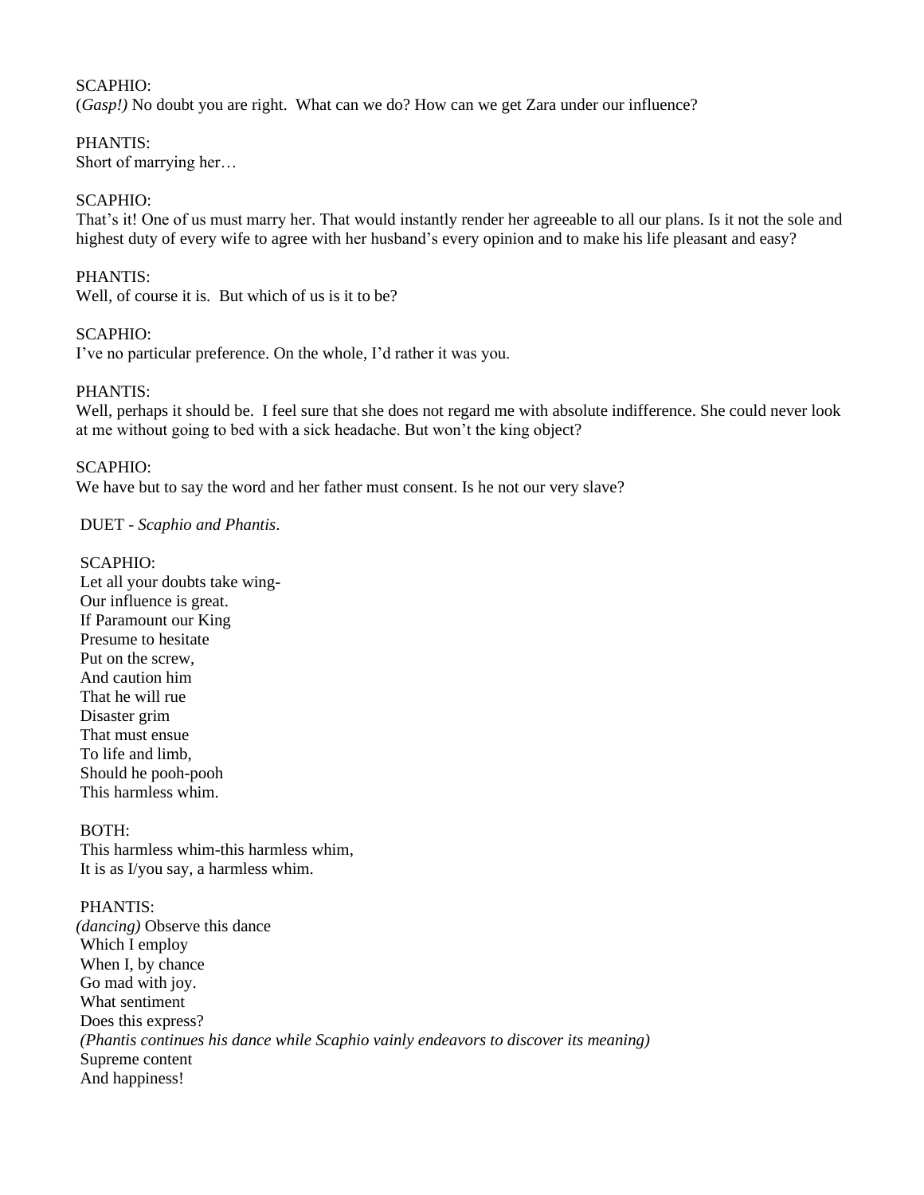SCAPHIO:
(*Gasp!)* No doubt you are right. What can we do? How can we get Zara under our influence?

PHANTIS:
Short of marrying her…

SCAPHIO:
That's it! One of us must marry her. That would instantly render her agreeable to all our plans. Is it not the sole and highest duty of every wife to agree with her husband's every opinion and to make his life pleasant and easy?

PHANTIS:
Well, of course it is. But which of us is it to be?

SCAPHIO:
I've no particular preference. On the whole, I'd rather it was you.

PHANTIS:
Well, perhaps it should be. I feel sure that she does not regard me with absolute indifference. She could never look at me without going to bed with a sick headache. But won't the king object?

SCAPHIO:
We have but to say the word and her father must consent. Is he not our very slave?

DUET - *Scaphio and Phantis*.

SCAPHIO:
Let all your doubts take wing-
Our influence is great.
If Paramount our King
Presume to hesitate
Put on the screw,
And caution him
That he will rue
Disaster grim
That must ensue
To life and limb,
Should he pooh-pooh
This harmless whim.

BOTH:
This harmless whim-this harmless whim,
It is as I/you say, a harmless whim.

PHANTIS:
*(dancing)* Observe this dance
Which I employ
When I, by chance
Go mad with joy.
What sentiment
Does this express?
*(Phantis continues his dance while Scaphio vainly endeavors to discover its meaning)*
Supreme content
And happiness!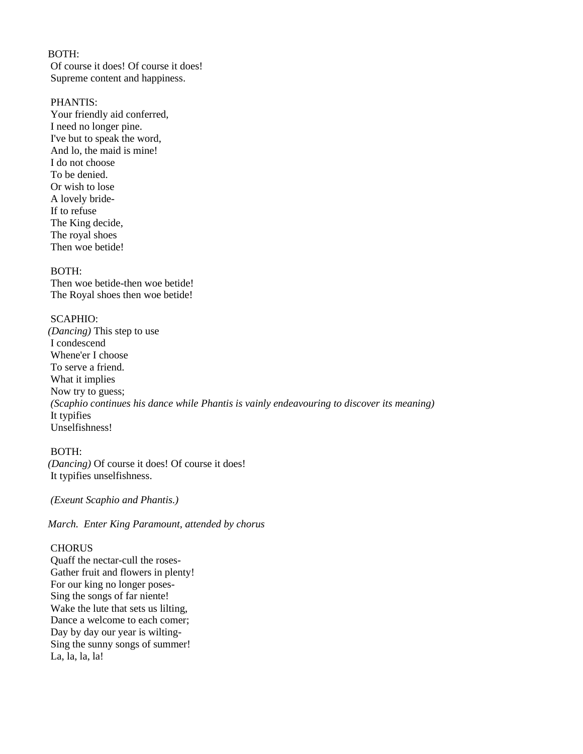BOTH:
Of course it does! Of course it does!
Supreme content and happiness.

PHANTIS:
Your friendly aid conferred,
I need no longer pine.
I've but to speak the word,
And lo, the maid is mine!
I do not choose
To be denied.
Or wish to lose
A lovely bride-
If to refuse
The King decide,
The royal shoes
Then woe betide!

BOTH:
Then woe betide-then woe betide!
The Royal shoes then woe betide!

SCAPHIO:
*(Dancing)* This step to use
I condescend
Whene'er I choose
To serve a friend.
What it implies
Now try to guess;
*(Scaphio continues his dance while Phantis is vainly endeavouring to discover its meaning)*
It typifies
Unselfishness!

BOTH:
*(Dancing)* Of course it does! Of course it does!
It typifies unselfishness.

*(Exeunt Scaphio and Phantis.)*

*March. Enter King Paramount, attended by chorus*

CHORUS
Quaff the nectar-cull the roses-
Gather fruit and flowers in plenty!
For our king no longer poses-
Sing the songs of far niente!
Wake the lute that sets us lilting,
Dance a welcome to each comer;
Day by day our year is wilting-
Sing the sunny songs of summer!
La, la, la, la!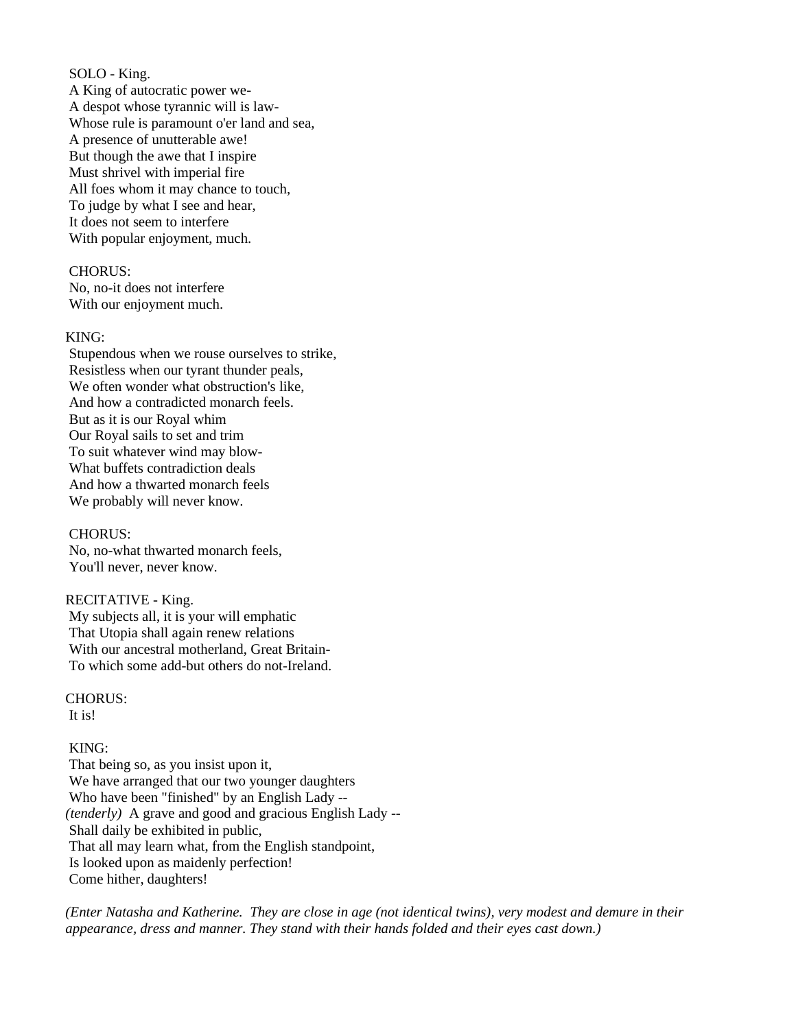SOLO - King.
A King of autocratic power we-
A despot whose tyrannic will is law-
Whose rule is paramount o'er land and sea,
A presence of unutterable awe!
But though the awe that I inspire
Must shrivel with imperial fire
All foes whom it may chance to touch,
To judge by what I see and hear,
It does not seem to interfere
With popular enjoyment, much.

CHORUS:
No, no-it does not interfere
With our enjoyment much.

KING:
Stupendous when we rouse ourselves to strike,
Resistless when our tyrant thunder peals,
We often wonder what obstruction's like,
And how a contradicted monarch feels.
But as it is our Royal whim
Our Royal sails to set and trim
To suit whatever wind may blow-
What buffets contradiction deals
And how a thwarted monarch feels
We probably will never know.

CHORUS:
No, no-what thwarted monarch feels,
You'll never, never know.

RECITATIVE - King.
My subjects all, it is your will emphatic
That Utopia shall again renew relations
With our ancestral motherland, Great Britain-
To which some add-but others do not-Ireland.

CHORUS:
It is!

KING:
That being so, as you insist upon it,
We have arranged that our two younger daughters
Who have been "finished" by an English Lady --
*(tenderly)* A grave and good and gracious English Lady --
Shall daily be exhibited in public,
That all may learn what, from the English standpoint,
Is looked upon as maidenly perfection!
Come hither, daughters!

*(Enter Natasha and Katherine. They are close in age (not identical twins), very modest and demure in their appearance, dress and manner. They stand with their hands folded and their eyes cast down.)*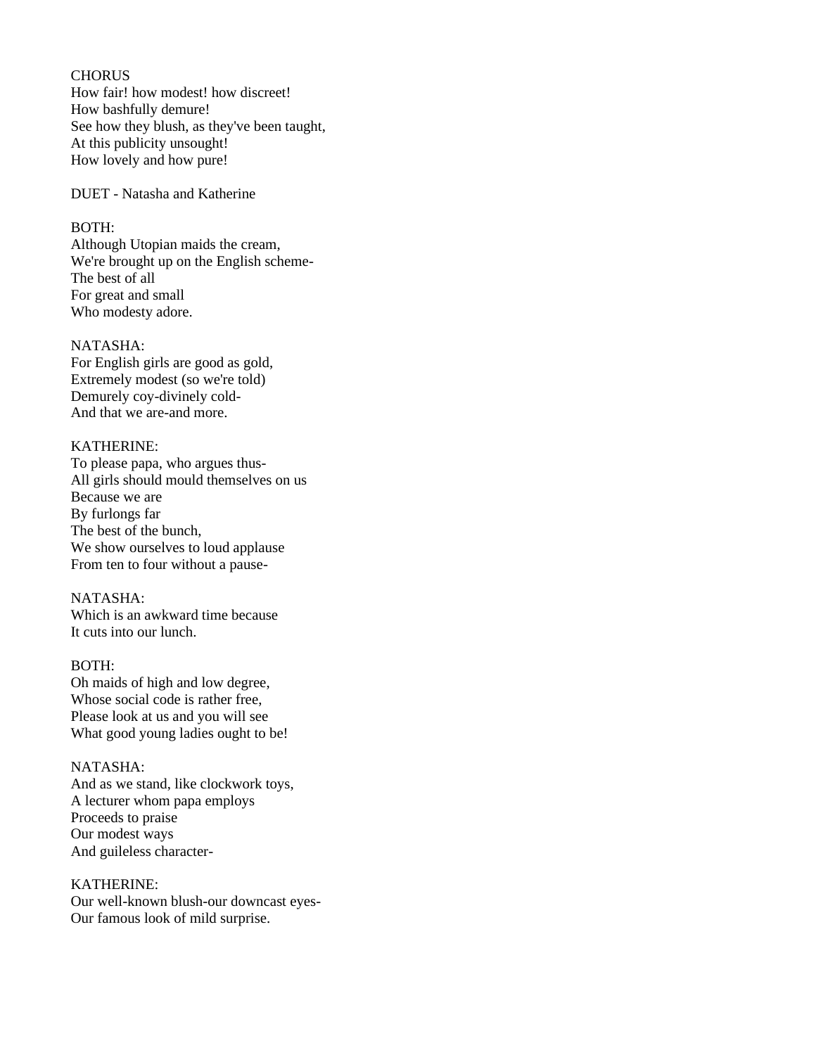CHORUS
How fair! how modest! how discreet!
How bashfully demure!
See how they blush, as they've been taught,
At this publicity unsought!
How lovely and how pure!

DUET - Natasha and Katherine

BOTH:
Although Utopian maids the cream,
We're brought up on the English scheme-
The best of all
For great and small
Who modesty adore.

NATASHA:
For English girls are good as gold,
Extremely modest (so we're told)
Demurely coy-divinely cold-
And that we are-and more.

KATHERINE:
To please papa, who argues thus-
All girls should mould themselves on us
Because we are
By furlongs far
The best of the bunch,
We show ourselves to loud applause
From ten to four without a pause-

NATASHA:
Which is an awkward time because
It cuts into our lunch.

BOTH:
Oh maids of high and low degree,
Whose social code is rather free,
Please look at us and you will see
What good young ladies ought to be!

NATASHA:
And as we stand, like clockwork toys,
A lecturer whom papa employs
Proceeds to praise
Our modest ways
And guileless character-

KATHERINE:
Our well-known blush-our downcast eyes-
Our famous look of mild surprise.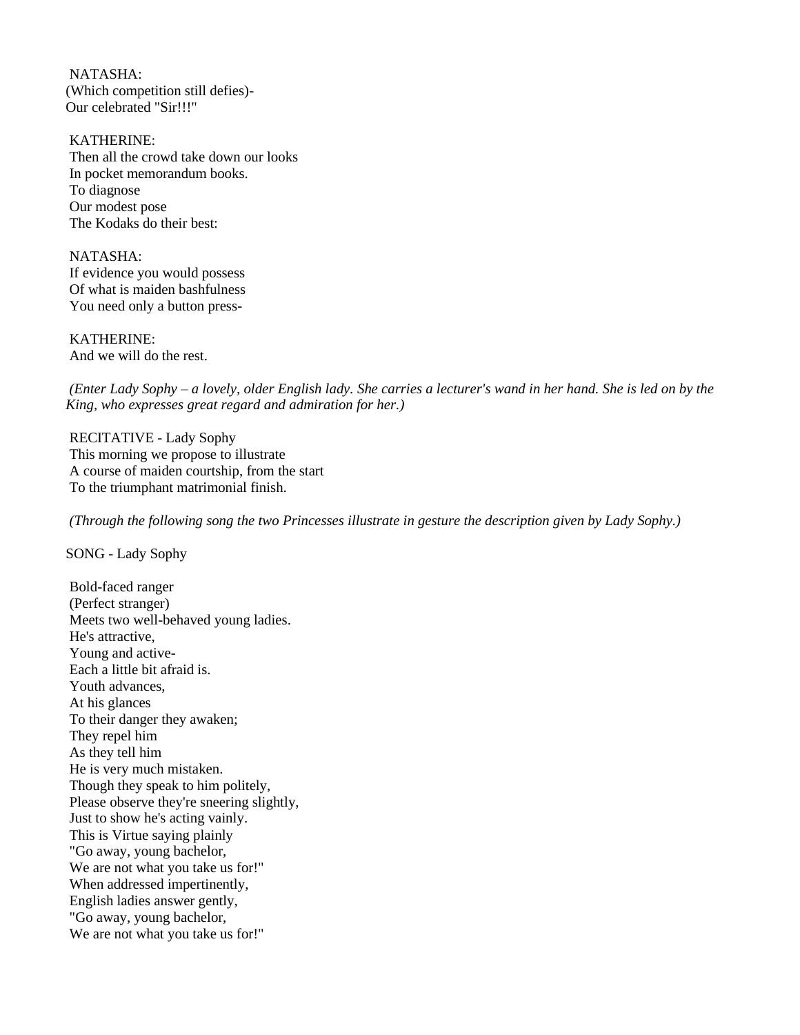NATASHA:
(Which competition still defies)-
Our celebrated "Sir!!!"

KATHERINE:
Then all the crowd take down our looks
In pocket memorandum books.
To diagnose
Our modest pose
The Kodaks do their best:

NATASHA:
If evidence you would possess
Of what is maiden bashfulness
You need only a button press-

KATHERINE:
And we will do the rest.

*(Enter Lady Sophy – a lovely, older English lady. She carries a lecturer's wand in her hand. She is led on by the King, who expresses great regard and admiration for her.)*

RECITATIVE - Lady Sophy
This morning we propose to illustrate
A course of maiden courtship, from the start
To the triumphant matrimonial finish.

*(Through the following song the two Princesses illustrate in gesture the description given by Lady Sophy.)*

SONG - Lady Sophy

Bold-faced ranger
(Perfect stranger)
Meets two well-behaved young ladies.
He's attractive,
Young and active-
Each a little bit afraid is.
Youth advances,
At his glances
To their danger they awaken;
They repel him
As they tell him
He is very much mistaken.
Though they speak to him politely,
Please observe they're sneering slightly,
Just to show he's acting vainly.
This is Virtue saying plainly
"Go away, young bachelor,
We are not what you take us for!"
When addressed impertinently,
English ladies answer gently,
"Go away, young bachelor,
We are not what you take us for!"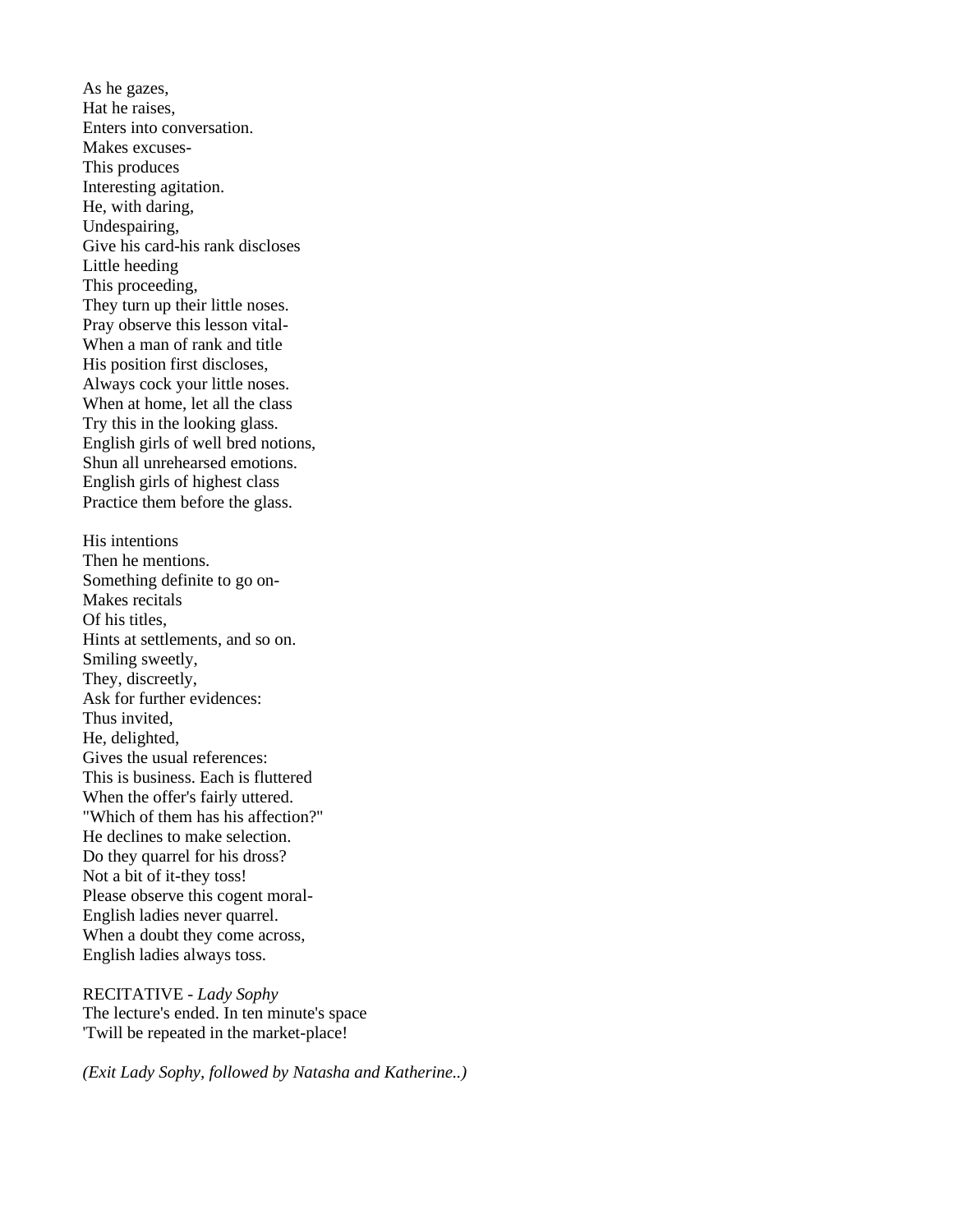As he gazes,  
Hat he raises,  
Enters into conversation.  
Makes excuses-  
This produces  
Interesting agitation.  
He, with daring,  
Undespairing,  
Give his card-his rank discloses  
Little heeding  
This proceeding,  
They turn up their little noses.  
Pray observe this lesson vital-  
When a man of rank and title  
His position first discloses,  
Always cock your little noses.  
When at home, let all the class  
Try this in the looking glass.  
English girls of well bred notions,  
Shun all unrehearsed emotions.  
English girls of highest class  
Practice them before the glass.

His intentions  
Then he mentions.  
Something definite to go on-  
Makes recitals  
Of his titles,  
Hints at settlements, and so on.  
Smiling sweetly,  
They, discreetly,  
Ask for further evidences:  
Thus invited,  
He, delighted,  
Gives the usual references:  
This is business. Each is fluttered  
When the offer's fairly uttered.  
"Which of them has his affection?"  
He declines to make selection.  
Do they quarrel for his dross?  
Not a bit of it-they toss!  
Please observe this cogent moral-  
English ladies never quarrel.  
When a doubt they come across,  
English ladies always toss.

RECITATIVE - *Lady Sophy*  
The lecture's ended. In ten minute's space  
'Twill be repeated in the market-place!

*(Exit Lady Sophy, followed by Natasha and Katherine..)*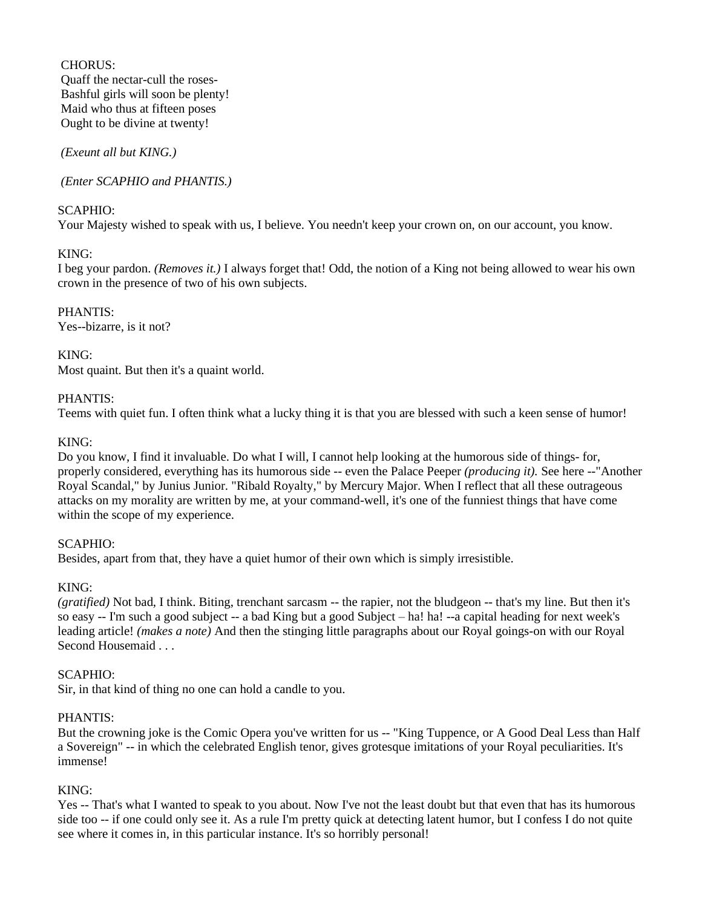CHORUS:
Quaff the nectar-cull the roses-
Bashful girls will soon be plenty!
Maid who thus at fifteen poses
Ought to be divine at twenty!

*(Exeunt all but KING.)*

*(Enter SCAPHIO and PHANTIS.)*

SCAPHIO:
Your Majesty wished to speak with us, I believe. You needn't keep your crown on, on our account, you know.

KING:
I beg your pardon. *(Removes it.)* I always forget that! Odd, the notion of a King not being allowed to wear his own crown in the presence of two of his own subjects.

PHANTIS:
Yes--bizarre, is it not?

KING:
Most quaint. But then it's a quaint world.

PHANTIS:
Teems with quiet fun. I often think what a lucky thing it is that you are blessed with such a keen sense of humor!

KING:
Do you know, I find it invaluable. Do what I will, I cannot help looking at the humorous side of things- for, properly considered, everything has its humorous side -- even the Palace Peeper *(producing it).* See here --"Another Royal Scandal," by Junius Junior. "Ribald Royalty," by Mercury Major. When I reflect that all these outrageous attacks on my morality are written by me, at your command-well, it's one of the funniest things that have come within the scope of my experience.

SCAPHIO:
Besides, apart from that, they have a quiet humor of their own which is simply irresistible.

KING:
*(gratified)* Not bad, I think. Biting, trenchant sarcasm -- the rapier, not the bludgeon -- that's my line. But then it's so easy -- I'm such a good subject -- a bad King but a good Subject – ha! ha! --a capital heading for next week's leading article! *(makes a note)* And then the stinging little paragraphs about our Royal goings-on with our Royal Second Housemaid . . .

SCAPHIO:
Sir, in that kind of thing no one can hold a candle to you.

PHANTIS:
But the crowning joke is the Comic Opera you've written for us -- "King Tuppence, or A Good Deal Less than Half a Sovereign" -- in which the celebrated English tenor, gives grotesque imitations of your Royal peculiarities. It's immense!

KING:
Yes -- That's what I wanted to speak to you about. Now I've not the least doubt but that even that has its humorous side too -- if one could only see it. As a rule I'm pretty quick at detecting latent humor, but I confess I do not quite see where it comes in, in this particular instance. It's so horribly personal!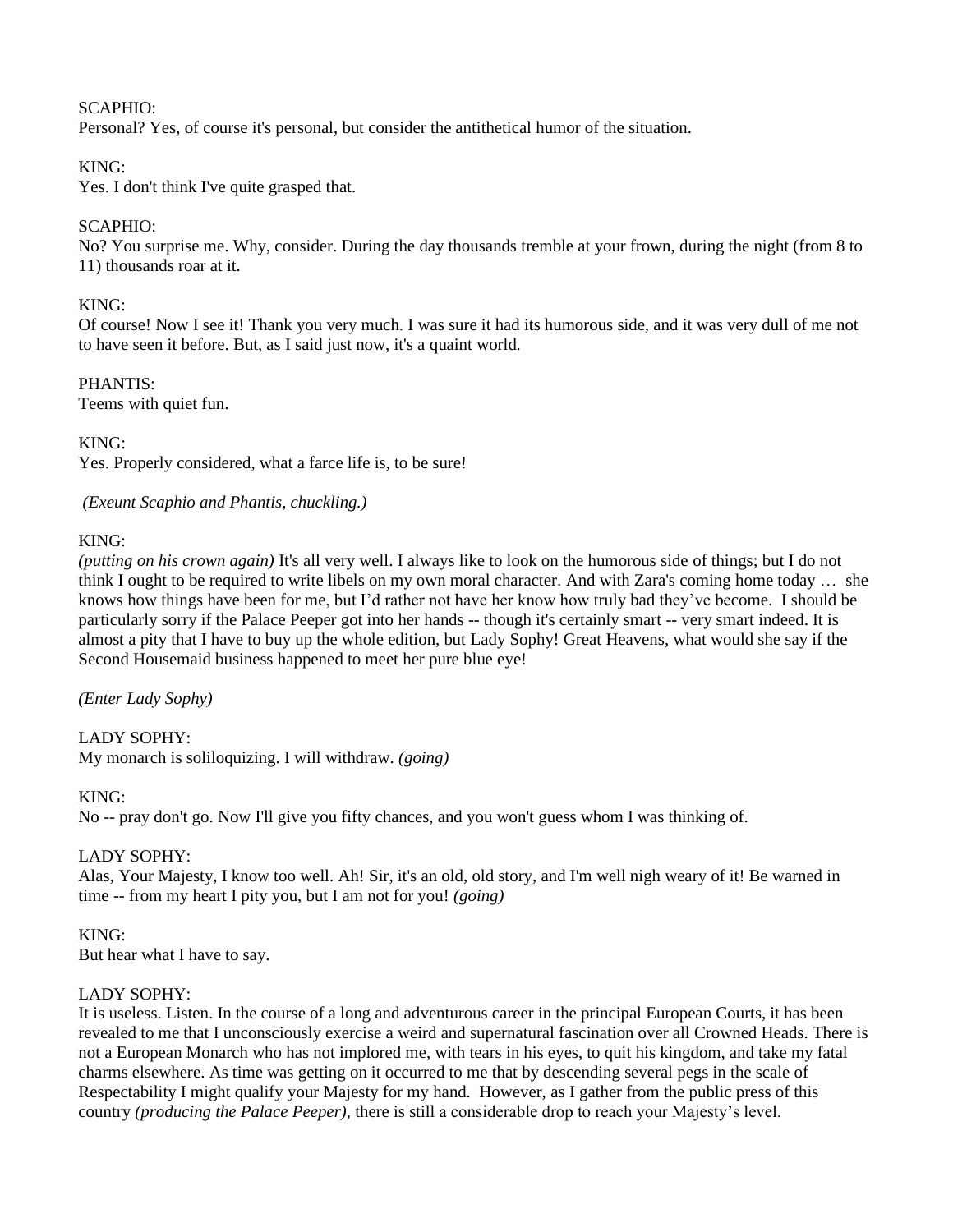SCAPHIO:
Personal? Yes, of course it's personal, but consider the antithetical humor of the situation.

KING:
Yes. I don't think I've quite grasped that.

SCAPHIO:
No? You surprise me. Why, consider. During the day thousands tremble at your frown, during the night (from 8 to 11) thousands roar at it.

KING:
Of course! Now I see it! Thank you very much. I was sure it had its humorous side, and it was very dull of me not to have seen it before. But, as I said just now, it's a quaint world.

PHANTIS:
Teems with quiet fun.

KING:
Yes. Properly considered, what a farce life is, to be sure!

*(Exeunt Scaphio and Phantis, chuckling.)*

KING:
*(putting on his crown again)* It's all very well. I always like to look on the humorous side of things; but I do not think I ought to be required to write libels on my own moral character. And with Zara's coming home today … she knows how things have been for me, but I'd rather not have her know how truly bad they've become. I should be particularly sorry if the Palace Peeper got into her hands -- though it's certainly smart -- very smart indeed. It is almost a pity that I have to buy up the whole edition, but Lady Sophy! Great Heavens, what would she say if the Second Housemaid business happened to meet her pure blue eye!

*(Enter Lady Sophy)*

LADY SOPHY:
My monarch is soliloquizing. I will withdraw. *(going)*

KING:
No -- pray don't go. Now I'll give you fifty chances, and you won't guess whom I was thinking of.

LADY SOPHY:
Alas, Your Majesty, I know too well. Ah! Sir, it's an old, old story, and I'm well nigh weary of it! Be warned in time -- from my heart I pity you, but I am not for you! *(going)*

KING:
But hear what I have to say.

LADY SOPHY:
It is useless. Listen. In the course of a long and adventurous career in the principal European Courts, it has been revealed to me that I unconsciously exercise a weird and supernatural fascination over all Crowned Heads. There is not a European Monarch who has not implored me, with tears in his eyes, to quit his kingdom, and take my fatal charms elsewhere. As time was getting on it occurred to me that by descending several pegs in the scale of Respectability I might qualify your Majesty for my hand. However, as I gather from the public press of this country *(producing the Palace Peeper)*, there is still a considerable drop to reach your Majesty's level.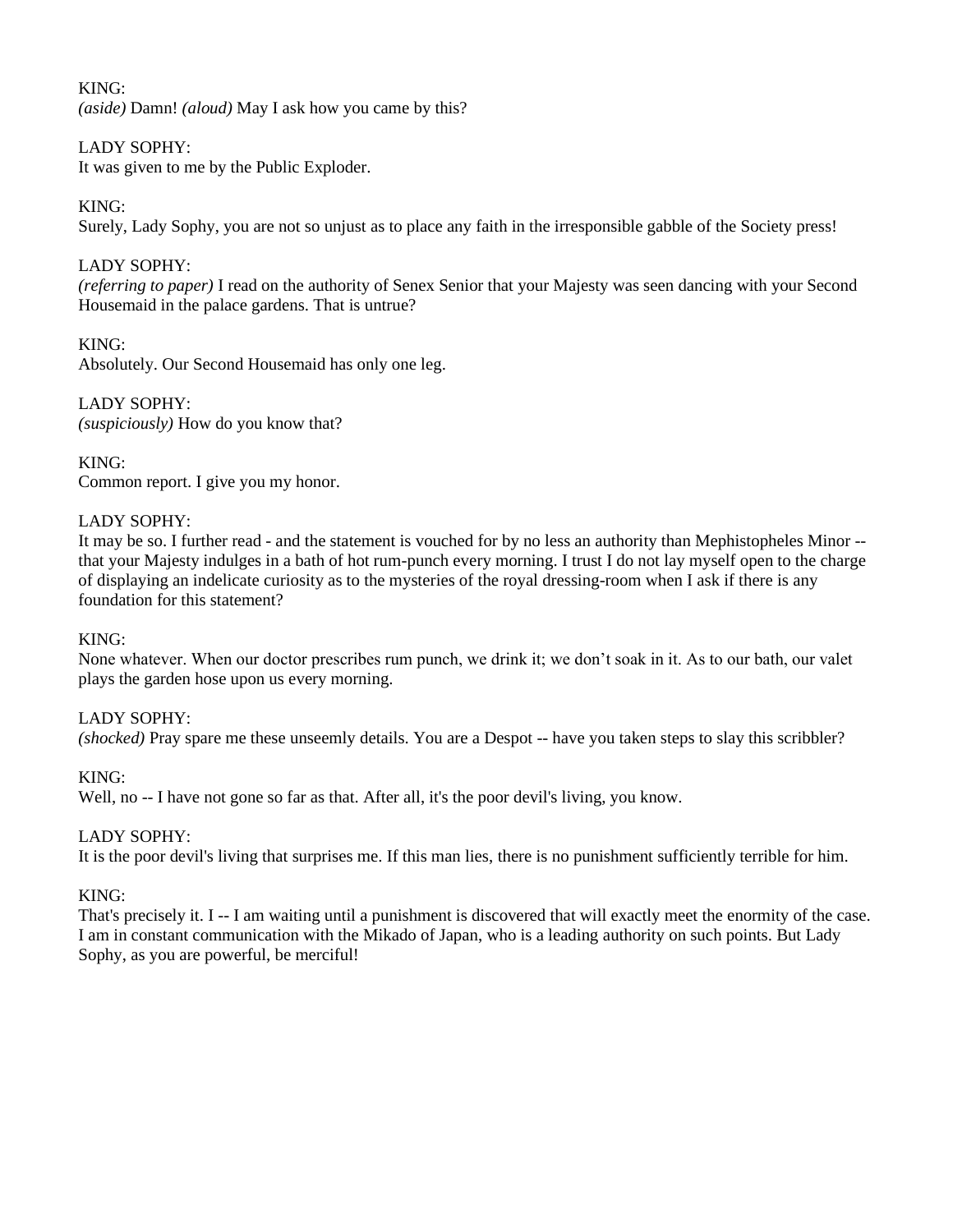KING:
*(aside)* Damn! *(aloud)* May I ask how you came by this?

LADY SOPHY:
It was given to me by the Public Exploder.

KING:
Surely, Lady Sophy, you are not so unjust as to place any faith in the irresponsible gabble of the Society press!

LADY SOPHY:
*(referring to paper)* I read on the authority of Senex Senior that your Majesty was seen dancing with your Second Housemaid in the palace gardens. That is untrue?

KING:
Absolutely. Our Second Housemaid has only one leg.

LADY SOPHY:
*(suspiciously)* How do you know that?

KING:
Common report. I give you my honor.

LADY SOPHY:
It may be so. I further read - and the statement is vouched for by no less an authority than Mephistopheles Minor -- that your Majesty indulges in a bath of hot rum-punch every morning. I trust I do not lay myself open to the charge of displaying an indelicate curiosity as to the mysteries of the royal dressing-room when I ask if there is any foundation for this statement?

KING:
None whatever. When our doctor prescribes rum punch, we drink it; we don't soak in it. As to our bath, our valet plays the garden hose upon us every morning.

LADY SOPHY:
*(shocked)* Pray spare me these unseemly details. You are a Despot -- have you taken steps to slay this scribbler?

KING:
Well, no -- I have not gone so far as that. After all, it's the poor devil's living, you know.

LADY SOPHY:
It is the poor devil's living that surprises me. If this man lies, there is no punishment sufficiently terrible for him.

KING:
That's precisely it. I -- I am waiting until a punishment is discovered that will exactly meet the enormity of the case. I am in constant communication with the Mikado of Japan, who is a leading authority on such points. But Lady Sophy, as you are powerful, be merciful!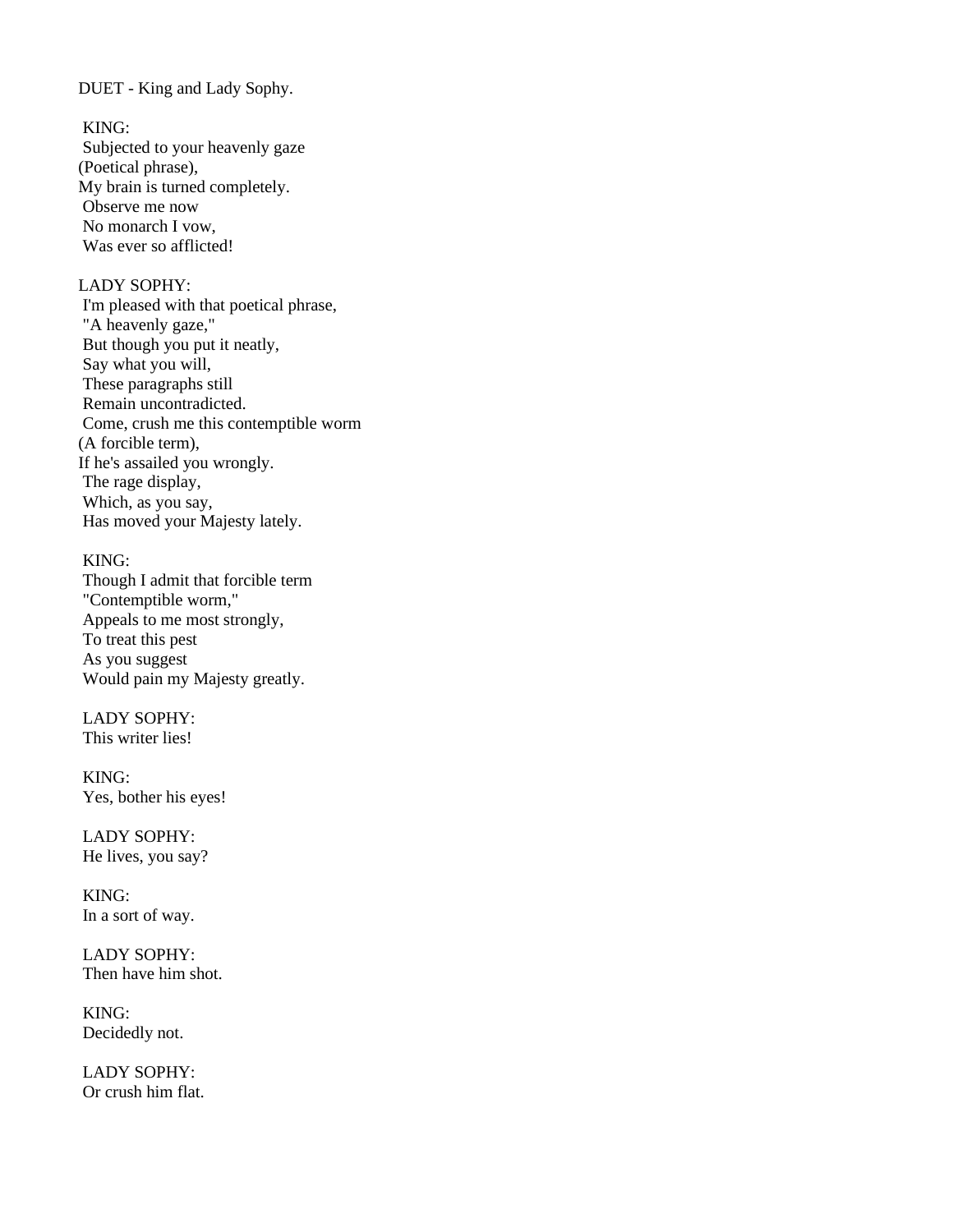DUET - King and Lady Sophy.

KING:
Subjected to your heavenly gaze
(Poetical phrase),
My brain is turned completely.
Observe me now
No monarch I vow,
Was ever so afflicted!

LADY SOPHY:
I'm pleased with that poetical phrase,
"A heavenly gaze,"
But though you put it neatly,
Say what you will,
These paragraphs still
Remain uncontradicted.
Come, crush me this contemptible worm
(A forcible term),
If he's assailed you wrongly.
The rage display,
Which, as you say,
Has moved your Majesty lately.

KING:
Though I admit that forcible term
"Contemptible worm,"
Appeals to me most strongly,
To treat this pest
As you suggest
Would pain my Majesty greatly.

LADY SOPHY:
This writer lies!

KING:
Yes, bother his eyes!

LADY SOPHY:
He lives, you say?

KING:
In a sort of way.

LADY SOPHY:
Then have him shot.

KING:
Decidedly not.

LADY SOPHY:
Or crush him flat.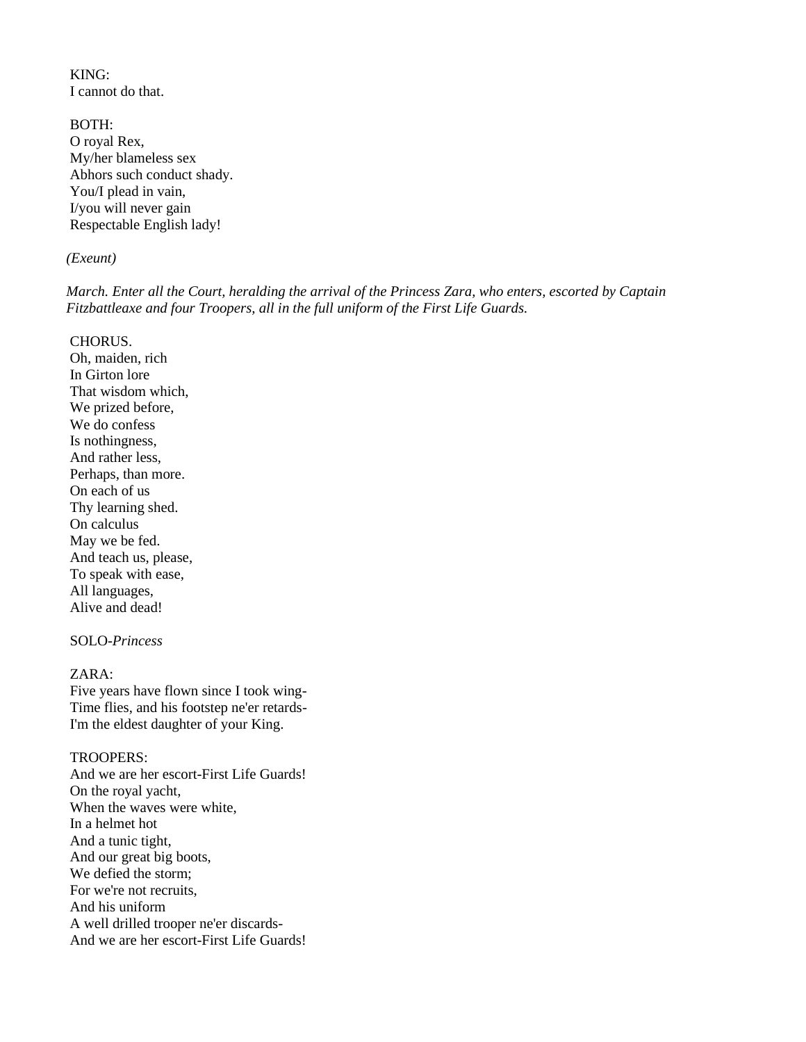KING:
I cannot do that.

BOTH:
O royal Rex,
My/her blameless sex
Abhors such conduct shady.
You/I plead in vain,
I/you will never gain
Respectable English lady!

*(Exeunt)*

*March. Enter all the Court, heralding the arrival of the Princess Zara, who enters, escorted by Captain Fitzbattleaxe and four Troopers, all in the full uniform of the First Life Guards.*

CHORUS.
Oh, maiden, rich
In Girton lore
That wisdom which,
We prized before,
We do confess
Is nothingness,
And rather less,
Perhaps, than more.
On each of us
Thy learning shed.
On calculus
May we be fed.
And teach us, please,
To speak with ease,
All languages,
Alive and dead!

SOLO-*Princess*

ZARA:
Five years have flown since I took wing-
Time flies, and his footstep ne'er retards-
I'm the eldest daughter of your King.

TROOPERS:
And we are her escort-First Life Guards!
On the royal yacht,
When the waves were white,
In a helmet hot
And a tunic tight,
And our great big boots,
We defied the storm;
For we're not recruits,
And his uniform
A well drilled trooper ne'er discards-
And we are her escort-First Life Guards!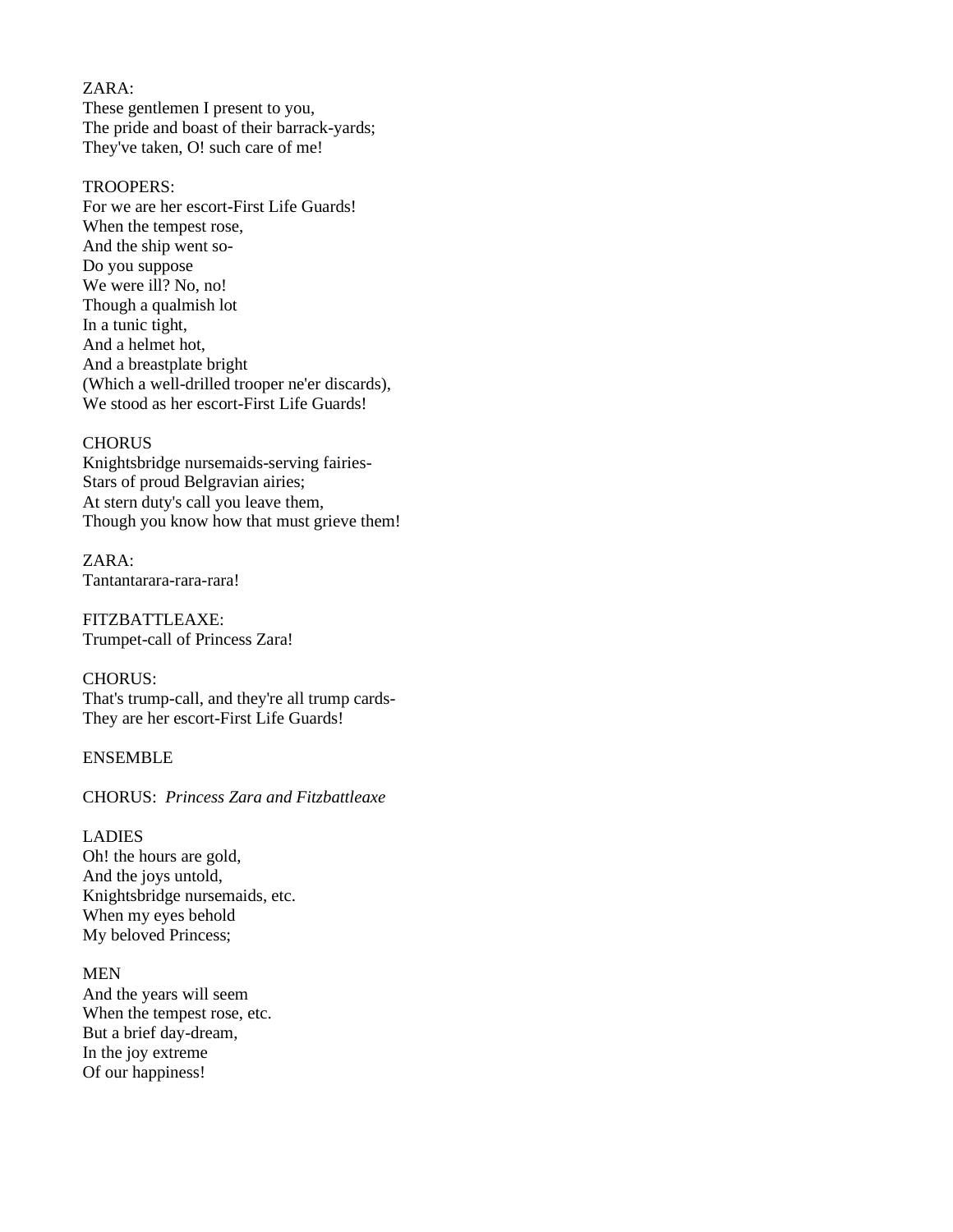ZARA:
These gentlemen I present to you,
The pride and boast of their barrack-yards;
They've taken, O! such care of me!

TROOPERS:
For we are her escort-First Life Guards!
When the tempest rose,
And the ship went so-
Do you suppose
We were ill? No, no!
Though a qualmish lot
In a tunic tight,
And a helmet hot,
And a breastplate bright
(Which a well-drilled trooper ne'er discards),
We stood as her escort-First Life Guards!

CHORUS
Knightsbridge nursemaids-serving fairies-
Stars of proud Belgravian airies;
At stern duty's call you leave them,
Though you know how that must grieve them!

ZARA:
Tantantarara-rara-rara!

FITZBATTLEAXE:
Trumpet-call of Princess Zara!

CHORUS:
That's trump-call, and they're all trump cards-
They are her escort-First Life Guards!

ENSEMBLE

CHORUS: *Princess Zara and Fitzbattleaxe*

LADIES
Oh! the hours are gold,
And the joys untold,
Knightsbridge nursemaids, etc.
When my eyes behold
My beloved Princess;

MEN
And the years will seem
When the tempest rose, etc.
But a brief day-dream,
In the joy extreme
Of our happiness!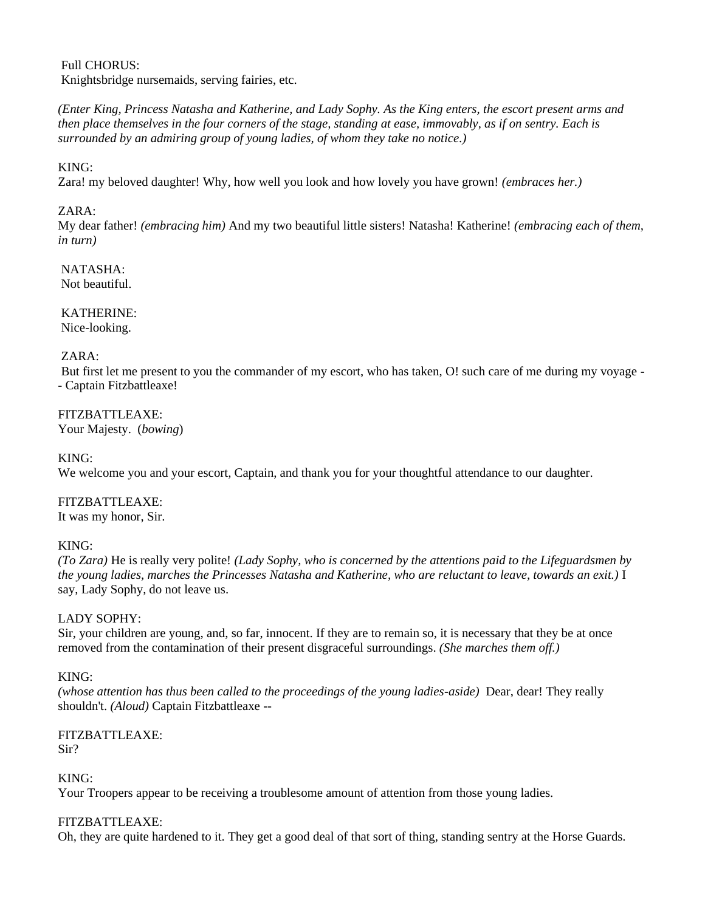Full CHORUS:
Knightsbridge nursemaids, serving fairies, etc.

*(Enter King, Princess Natasha and Katherine, and Lady Sophy. As the King enters, the escort present arms and then place themselves in the four corners of the stage, standing at ease, immovably, as if on sentry. Each is surrounded by an admiring group of young ladies, of whom they take no notice.)*

KING:
Zara! my beloved daughter! Why, how well you look and how lovely you have grown! *(embraces her.)*

ZARA:
My dear father! *(embracing him)* And my two beautiful little sisters! Natasha! Katherine! *(embracing each of them, in turn)*

NATASHA:
Not beautiful.

KATHERINE:
Nice-looking.

ZARA:
But first let me present to you the commander of my escort, who has taken, O! such care of me during my voyage -- Captain Fitzbattleaxe!

FITZBATTLEAXE:
Your Majesty. (*bowing*)

KING:
We welcome you and your escort, Captain, and thank you for your thoughtful attendance to our daughter.

FITZBATTLEAXE:
It was my honor, Sir.

KING:
*(To Zara)* He is really very polite! *(Lady Sophy, who is concerned by the attentions paid to the Lifeguardsmen by the young ladies, marches the Princesses Natasha and Katherine, who are reluctant to leave, towards an exit.)* I say, Lady Sophy, do not leave us.

LADY SOPHY:
Sir, your children are young, and, so far, innocent. If they are to remain so, it is necessary that they be at once removed from the contamination of their present disgraceful surroundings. *(She marches them off.)*

KING:
*(whose attention has thus been called to the proceedings of the young ladies-aside)* Dear, dear! They really shouldn't. *(Aloud)* Captain Fitzbattleaxe --

FITZBATTLEAXE:
Sir?

KING:
Your Troopers appear to be receiving a troublesome amount of attention from those young ladies.

FITZBATTLEAXE:
Oh, they are quite hardened to it. They get a good deal of that sort of thing, standing sentry at the Horse Guards.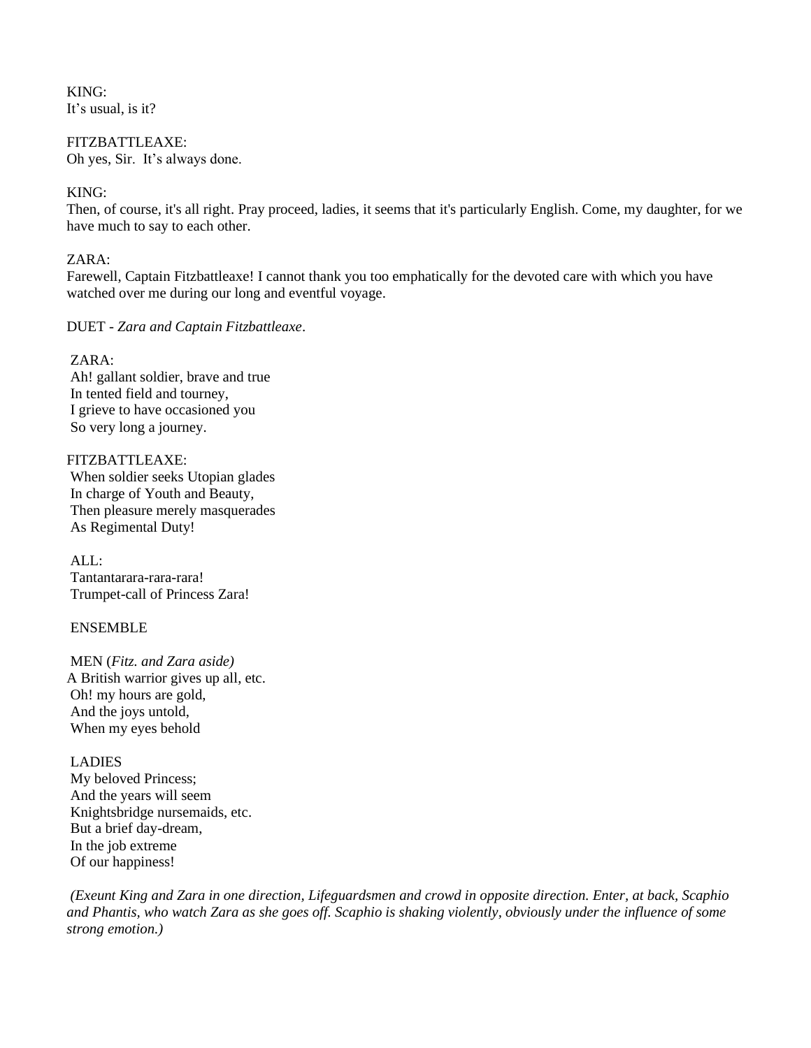KING:
It's usual, is it?

FITZBATTLEAXE:
Oh yes, Sir. It's always done.

KING:
Then, of course, it's all right. Pray proceed, ladies, it seems that it's particularly English. Come, my daughter, for we have much to say to each other.

ZARA:
Farewell, Captain Fitzbattleaxe! I cannot thank you too emphatically for the devoted care with which you have watched over me during our long and eventful voyage.

DUET - *Zara and Captain Fitzbattleaxe*.

ZARA:
Ah! gallant soldier, brave and true
In tented field and tourney,
I grieve to have occasioned you
So very long a journey.

FITZBATTLEAXE:
When soldier seeks Utopian glades
In charge of Youth and Beauty,
Then pleasure merely masquerades
As Regimental Duty!

ALL:
Tantantarara-rara-rara!
Trumpet-call of Princess Zara!

ENSEMBLE

MEN (*Fitz. and Zara aside)*
A British warrior gives up all, etc.
Oh! my hours are gold,
And the joys untold,
When my eyes behold

LADIES
My beloved Princess;
And the years will seem
Knightsbridge nursemaids, etc.
But a brief day-dream,
In the job extreme
Of our happiness!

*(Exeunt King and Zara in one direction, Lifeguardsmen and crowd in opposite direction. Enter, at back, Scaphio and Phantis, who watch Zara as she goes off. Scaphio is shaking violently, obviously under the influence of some strong emotion.)*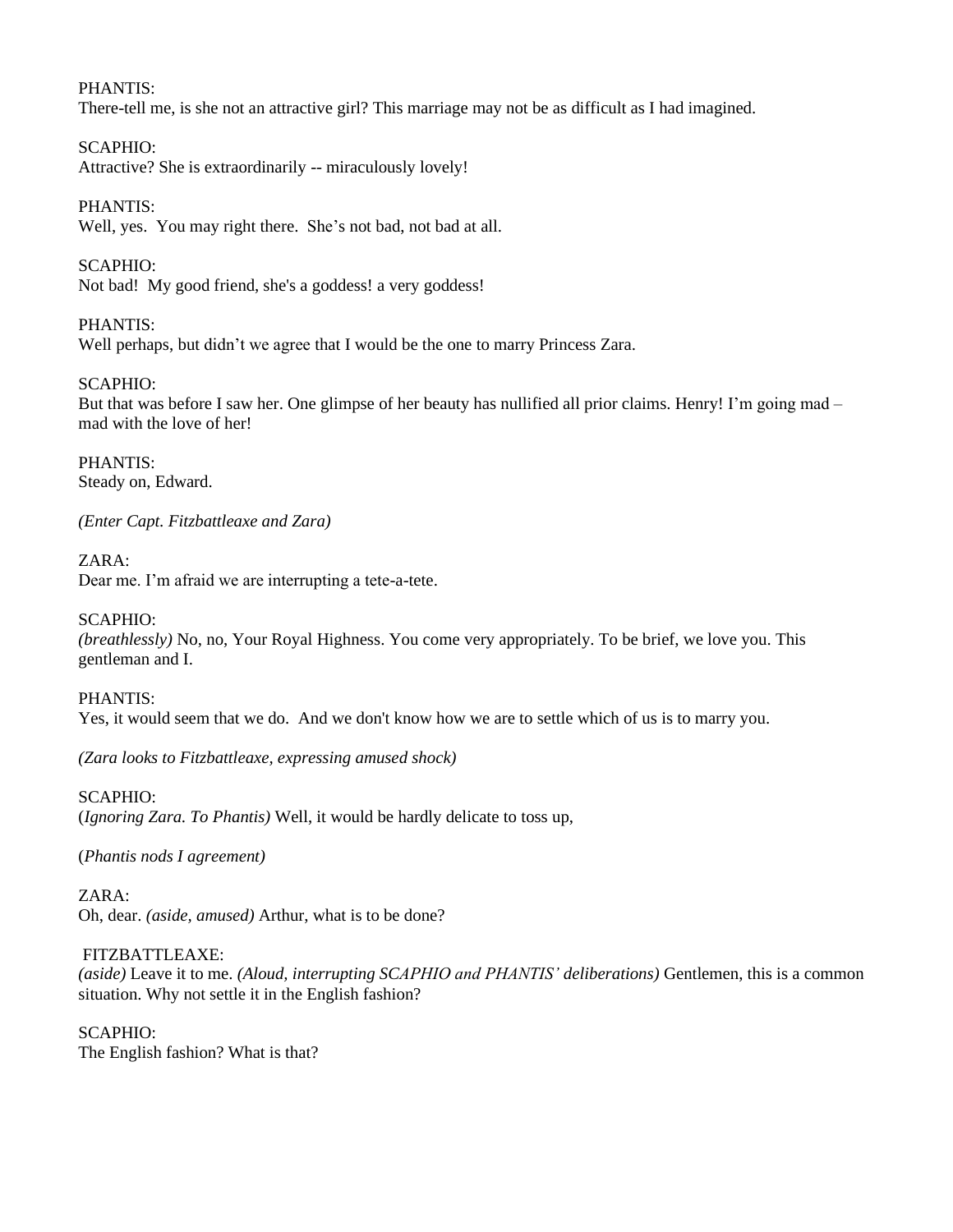PHANTIS:
There-tell me, is she not an attractive girl? This marriage may not be as difficult as I had imagined.

SCAPHIO:
Attractive? She is extraordinarily -- miraculously lovely!

PHANTIS:
Well, yes. You may right there. She's not bad, not bad at all.

SCAPHIO:
Not bad! My good friend, she's a goddess! a very goddess!

PHANTIS:
Well perhaps, but didn't we agree that I would be the one to marry Princess Zara.

SCAPHIO:
But that was before I saw her. One glimpse of her beauty has nullified all prior claims. Henry! I'm going mad – mad with the love of her!

PHANTIS:
Steady on, Edward.

*(Enter Capt. Fitzbattleaxe and Zara)*

ZARA:
Dear me. I'm afraid we are interrupting a tete-a-tete.

SCAPHIO:
*(breathlessly)* No, no, Your Royal Highness. You come very appropriately. To be brief, we love you. This gentleman and I.

PHANTIS:
Yes, it would seem that we do. And we don't know how we are to settle which of us is to marry you.

*(Zara looks to Fitzbattleaxe, expressing amused shock)*

SCAPHIO:
(*Ignoring Zara. To Phantis)* Well, it would be hardly delicate to toss up,

(*Phantis nods I agreement)*

ZARA:
Oh, dear. *(aside, amused)* Arthur, what is to be done?

FITZBATTLEAXE:
*(aside)* Leave it to me. *(Aloud, interrupting SCAPHIO and PHANTIS' deliberations)* Gentlemen, this is a common situation. Why not settle it in the English fashion?

SCAPHIO:
The English fashion? What is that?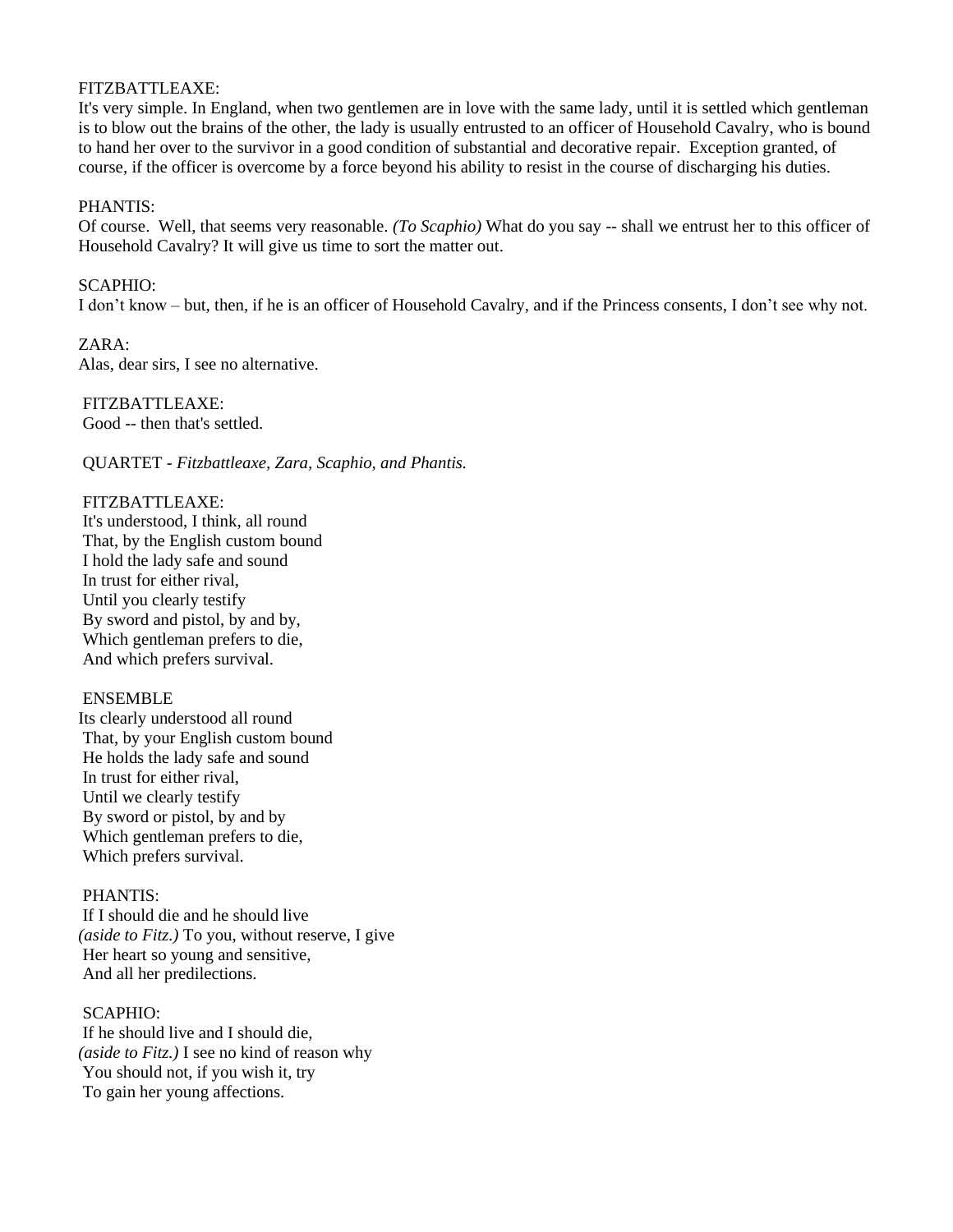FITZBATTLEAXE:
It's very simple. In England, when two gentlemen are in love with the same lady, until it is settled which gentleman is to blow out the brains of the other, the lady is usually entrusted to an officer of Household Cavalry, who is bound to hand her over to the survivor in a good condition of substantial and decorative repair. Exception granted, of course, if the officer is overcome by a force beyond his ability to resist in the course of discharging his duties.

PHANTIS:
Of course. Well, that seems very reasonable. *(To Scaphio)* What do you say -- shall we entrust her to this officer of Household Cavalry? It will give us time to sort the matter out.

SCAPHIO:
I don't know – but, then, if he is an officer of Household Cavalry, and if the Princess consents, I don't see why not.

ZARA:
Alas, dear sirs, I see no alternative.

FITZBATTLEAXE:
Good -- then that's settled.

QUARTET - *Fitzbattleaxe, Zara, Scaphio, and Phantis.*

FITZBATTLEAXE:
It's understood, I think, all round
That, by the English custom bound
I hold the lady safe and sound
In trust for either rival,
Until you clearly testify
By sword and pistol, by and by,
Which gentleman prefers to die,
And which prefers survival.

ENSEMBLE
Its clearly understood all round
That, by your English custom bound
He holds the lady safe and sound
In trust for either rival,
Until we clearly testify
By sword or pistol, by and by
Which gentleman prefers to die,
Which prefers survival.

PHANTIS:
If I should die and he should live
*(aside to Fitz.)* To you, without reserve, I give
Her heart so young and sensitive,
And all her predilections.

SCAPHIO:
If he should live and I should die,
*(aside to Fitz.)* I see no kind of reason why
You should not, if you wish it, try
To gain her young affections.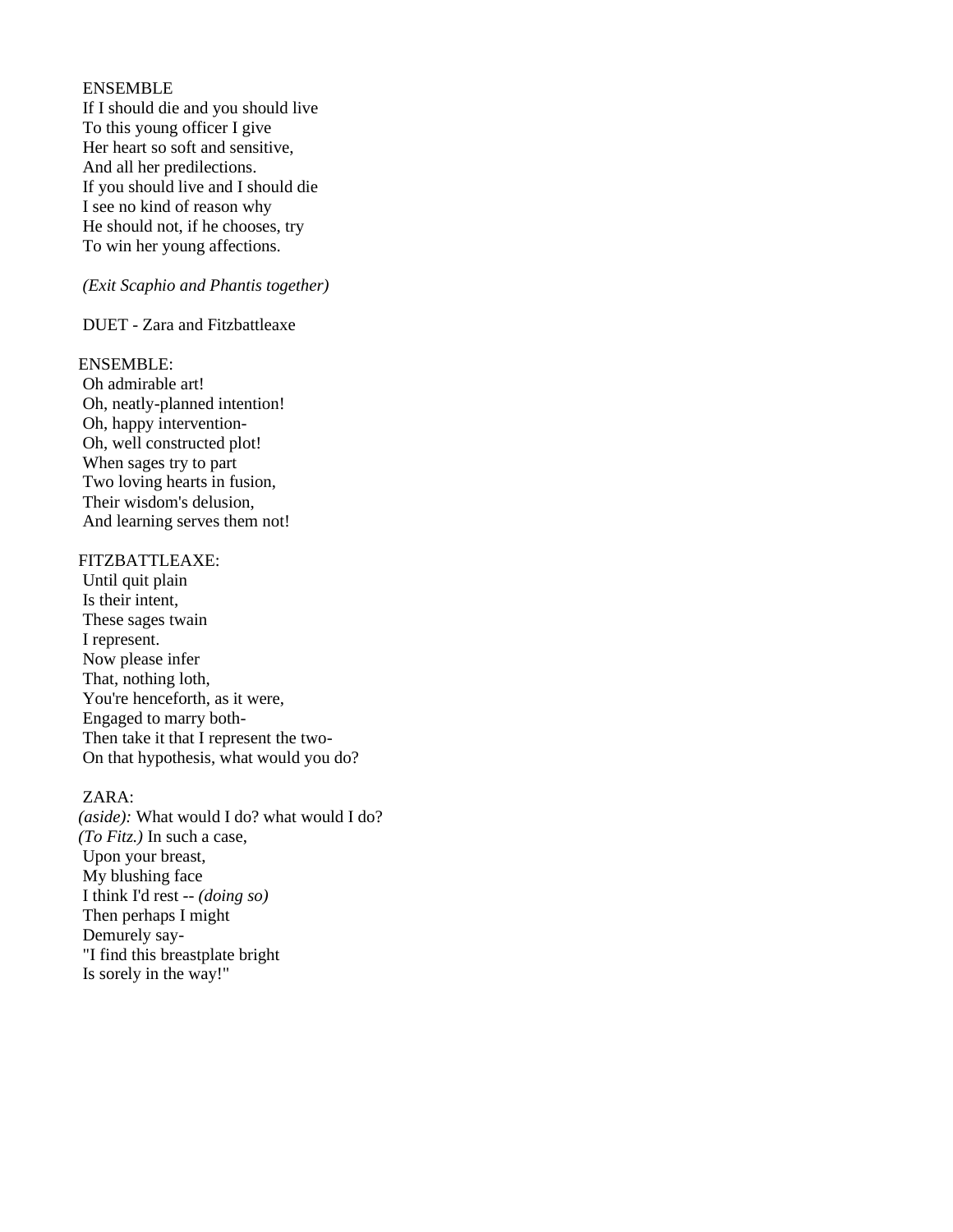ENSEMBLE
If I should die and you should live
To this young officer I give
Her heart so soft and sensitive,
And all her predilections.
If you should live and I should die
I see no kind of reason why
He should not, if he chooses, try
To win her young affections.

*(Exit Scaphio and Phantis together)*

DUET - Zara and Fitzbattleaxe

ENSEMBLE:
Oh admirable art!
Oh, neatly-planned intention!
Oh, happy intervention-
Oh, well constructed plot!
When sages try to part
Two loving hearts in fusion,
Their wisdom's delusion,
And learning serves them not!

FITZBATTLEAXE:
Until quit plain
Is their intent,
These sages twain
I represent.
Now please infer
That, nothing loth,
You're henceforth, as it were,
Engaged to marry both-
Then take it that I represent the two-
On that hypothesis, what would you do?

ZARA:
*(aside):* What would I do? what would I do?
*(To Fitz.)* In such a case,
Upon your breast,
My blushing face
I think I'd rest -- *(doing so)*
Then perhaps I might
Demurely say-
"I find this breastplate bright
Is sorely in the way!"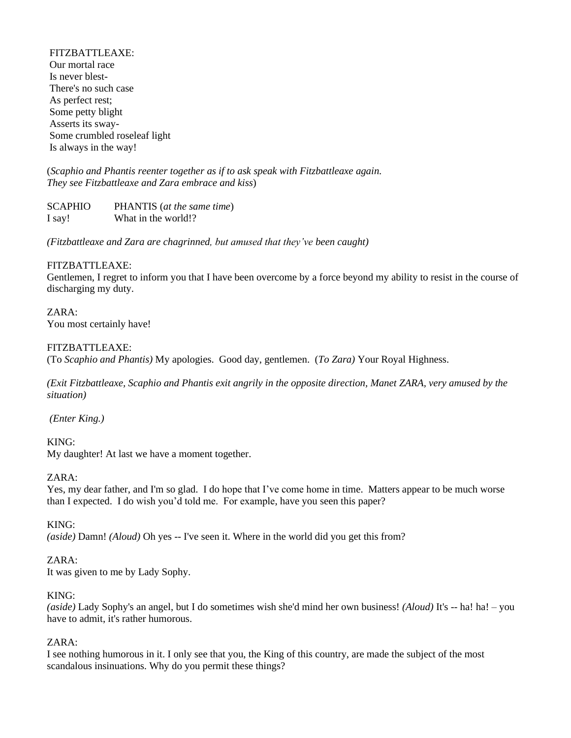FITZBATTLEAXE:
Our mortal race
Is never blest-
There's no such case
As perfect rest;
Some petty blight
Asserts its sway-
Some crumbled roseleaf light
Is always in the way!

(*Scaphio and Phantis reenter together as if to ask speak with Fitzbattleaxe again. They see Fitzbattleaxe and Zara embrace and kiss*)

| SCAPHIO | PHANTIS (*at the same time*) |
|---|---|
| I say! | What in the world!? |

*(Fitzbattleaxe and Zara are chagrinned, but amused that they've been caught)*

FITZBATTLEAXE:
Gentlemen, I regret to inform you that I have been overcome by a force beyond my ability to resist in the course of discharging my duty.

ZARA:
You most certainly have!

FITZBATTLEAXE:
(To *Scaphio and Phantis)* My apologies. Good day, gentlemen. (*To Zara)* Your Royal Highness.

*(Exit Fitzbattleaxe, Scaphio and Phantis exit angrily in the opposite direction, Manet ZARA, very amused by the situation)*

*(Enter King.)*

KING:
My daughter! At last we have a moment together.

ZARA:
Yes, my dear father, and I'm so glad. I do hope that I've come home in time. Matters appear to be much worse than I expected. I do wish you'd told me. For example, have you seen this paper?

KING:
*(aside)* Damn! *(Aloud)* Oh yes -- I've seen it. Where in the world did you get this from?

ZARA:
It was given to me by Lady Sophy.

KING:
*(aside)* Lady Sophy's an angel, but I do sometimes wish she'd mind her own business! *(Aloud)* It's -- ha! ha! – you have to admit, it's rather humorous.

ZARA:
I see nothing humorous in it. I only see that you, the King of this country, are made the subject of the most scandalous insinuations. Why do you permit these things?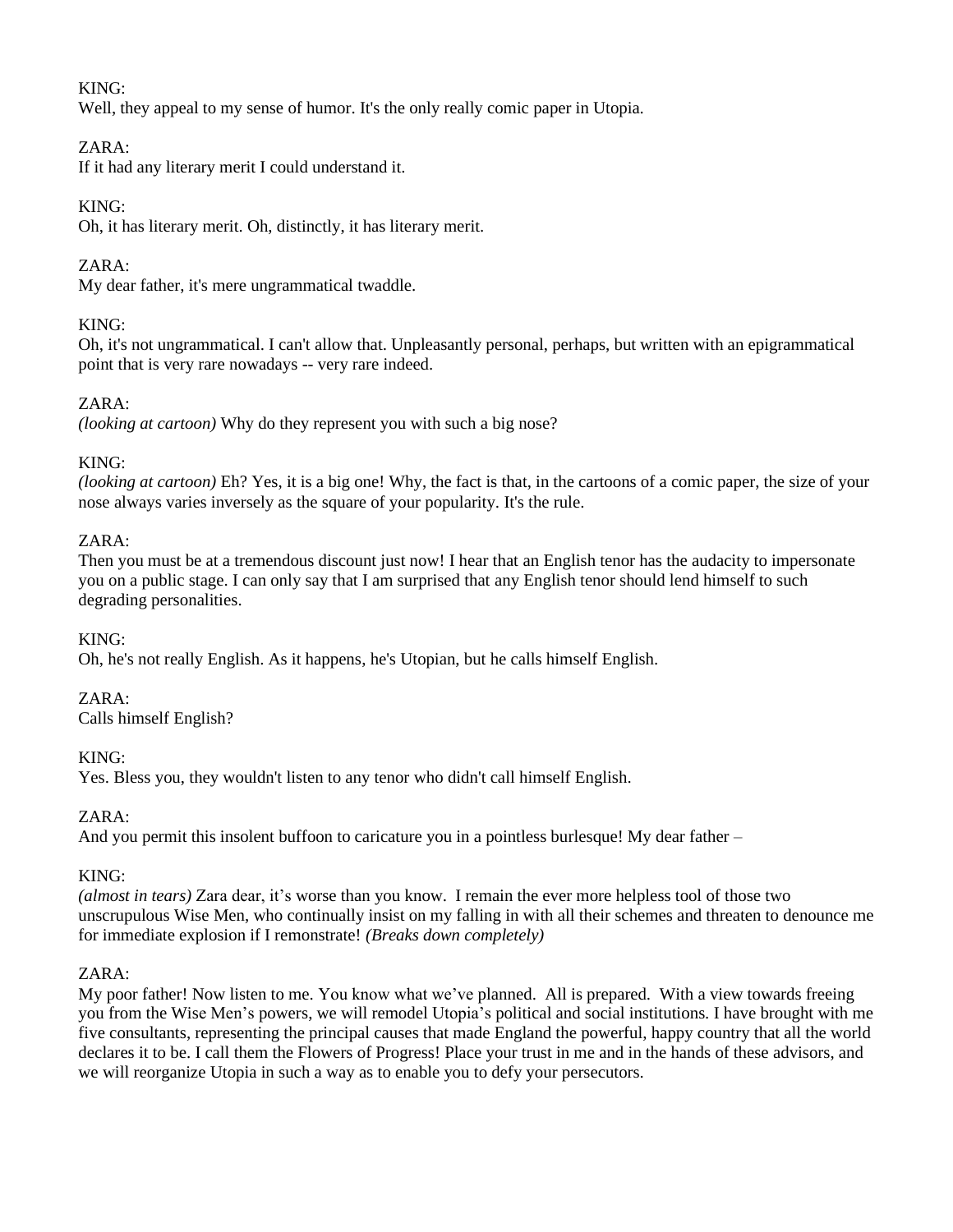KING:
Well, they appeal to my sense of humor. It's the only really comic paper in Utopia.

ZARA:
If it had any literary merit I could understand it.

KING:
Oh, it has literary merit. Oh, distinctly, it has literary merit.

ZARA:
My dear father, it's mere ungrammatical twaddle.

KING:
Oh, it's not ungrammatical. I can't allow that. Unpleasantly personal, perhaps, but written with an epigrammatical point that is very rare nowadays -- very rare indeed.

ZARA:
*(looking at cartoon)* Why do they represent you with such a big nose?

KING:
*(looking at cartoon)* Eh? Yes, it is a big one! Why, the fact is that, in the cartoons of a comic paper, the size of your nose always varies inversely as the square of your popularity. It's the rule.

ZARA:
Then you must be at a tremendous discount just now! I hear that an English tenor has the audacity to impersonate you on a public stage. I can only say that I am surprised that any English tenor should lend himself to such degrading personalities.

KING:
Oh, he's not really English. As it happens, he's Utopian, but he calls himself English.

ZARA:
Calls himself English?

KING:
Yes. Bless you, they wouldn't listen to any tenor who didn't call himself English.

ZARA:
And you permit this insolent buffoon to caricature you in a pointless burlesque! My dear father –

KING:
*(almost in tears)* Zara dear, it's worse than you know. I remain the ever more helpless tool of those two unscrupulous Wise Men, who continually insist on my falling in with all their schemes and threaten to denounce me for immediate explosion if I remonstrate! *(Breaks down completely)*

ZARA:
My poor father! Now listen to me. You know what we've planned. All is prepared. With a view towards freeing you from the Wise Men's powers, we will remodel Utopia's political and social institutions. I have brought with me five consultants, representing the principal causes that made England the powerful, happy country that all the world declares it to be. I call them the Flowers of Progress! Place your trust in me and in the hands of these advisors, and we will reorganize Utopia in such a way as to enable you to defy your persecutors.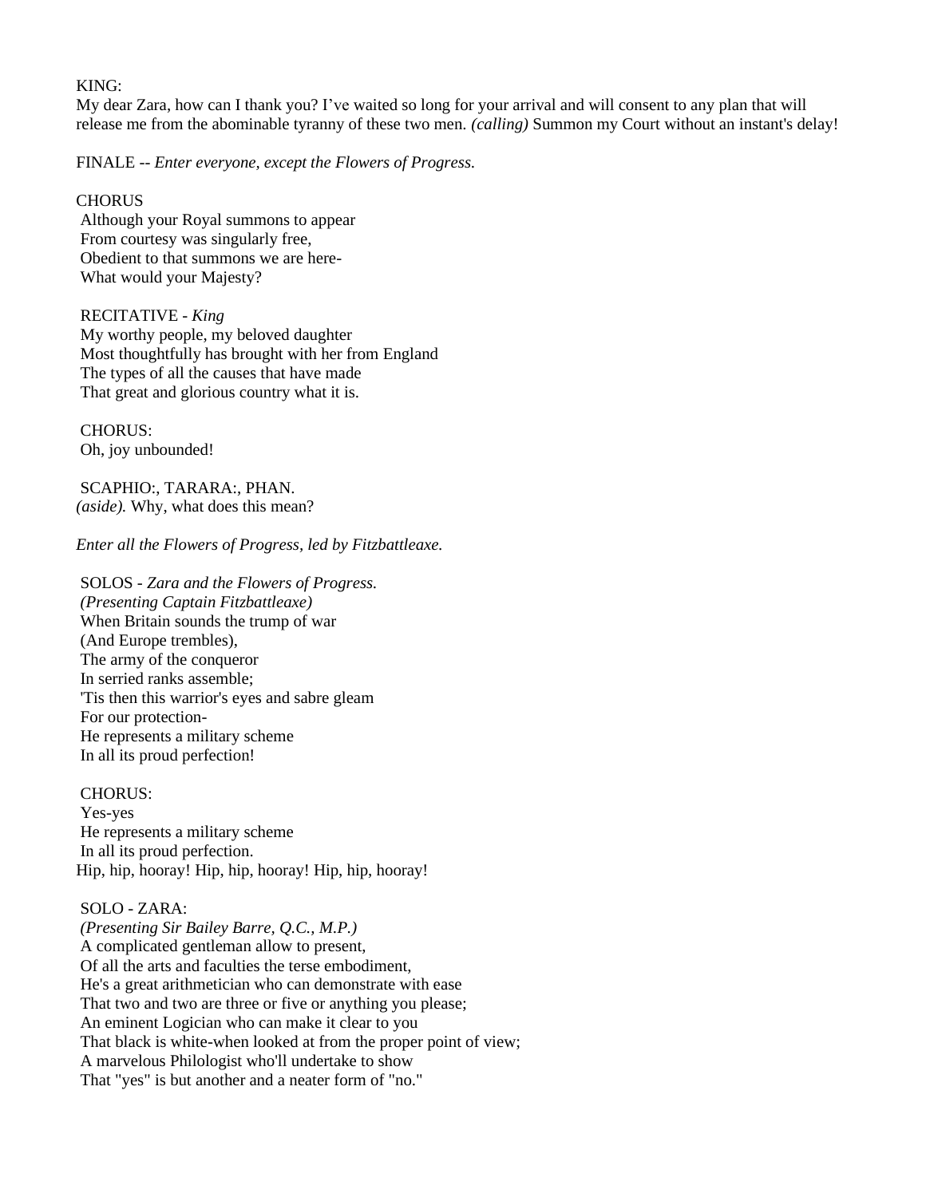KING:
My dear Zara, how can I thank you? I've waited so long for your arrival and will consent to any plan that will release me from the abominable tyranny of these two men. *(calling)* Summon my Court without an instant's delay!

FINALE -- *Enter everyone, except the Flowers of Progress.*

CHORUS
Although your Royal summons to appear
From courtesy was singularly free,
Obedient to that summons we are here-
What would your Majesty?

RECITATIVE - *King*
My worthy people, my beloved daughter
Most thoughtfully has brought with her from England
The types of all the causes that have made
That great and glorious country what it is.

CHORUS:
Oh, joy unbounded!

SCAPHIO:, TARARA:, PHAN.
*(aside).* Why, what does this mean?

*Enter all the Flowers of Progress, led by Fitzbattleaxe.*

SOLOS - *Zara and the Flowers of Progress.*
*(Presenting Captain Fitzbattleaxe)*
When Britain sounds the trump of war
(And Europe trembles),
The army of the conqueror
In serried ranks assemble;
'Tis then this warrior's eyes and sabre gleam
For our protection-
He represents a military scheme
In all its proud perfection!

CHORUS:
Yes-yes
He represents a military scheme
In all its proud perfection.
Hip, hip, hooray! Hip, hip, hooray! Hip, hip, hooray!

SOLO - ZARA:
*(Presenting Sir Bailey Barre, Q.C., M.P.)*
A complicated gentleman allow to present,
Of all the arts and faculties the terse embodiment,
He's a great arithmetician who can demonstrate with ease
That two and two are three or five or anything you please;
An eminent Logician who can make it clear to you
That black is white-when looked at from the proper point of view;
A marvelous Philologist who'll undertake to show
That "yes" is but another and a neater form of "no."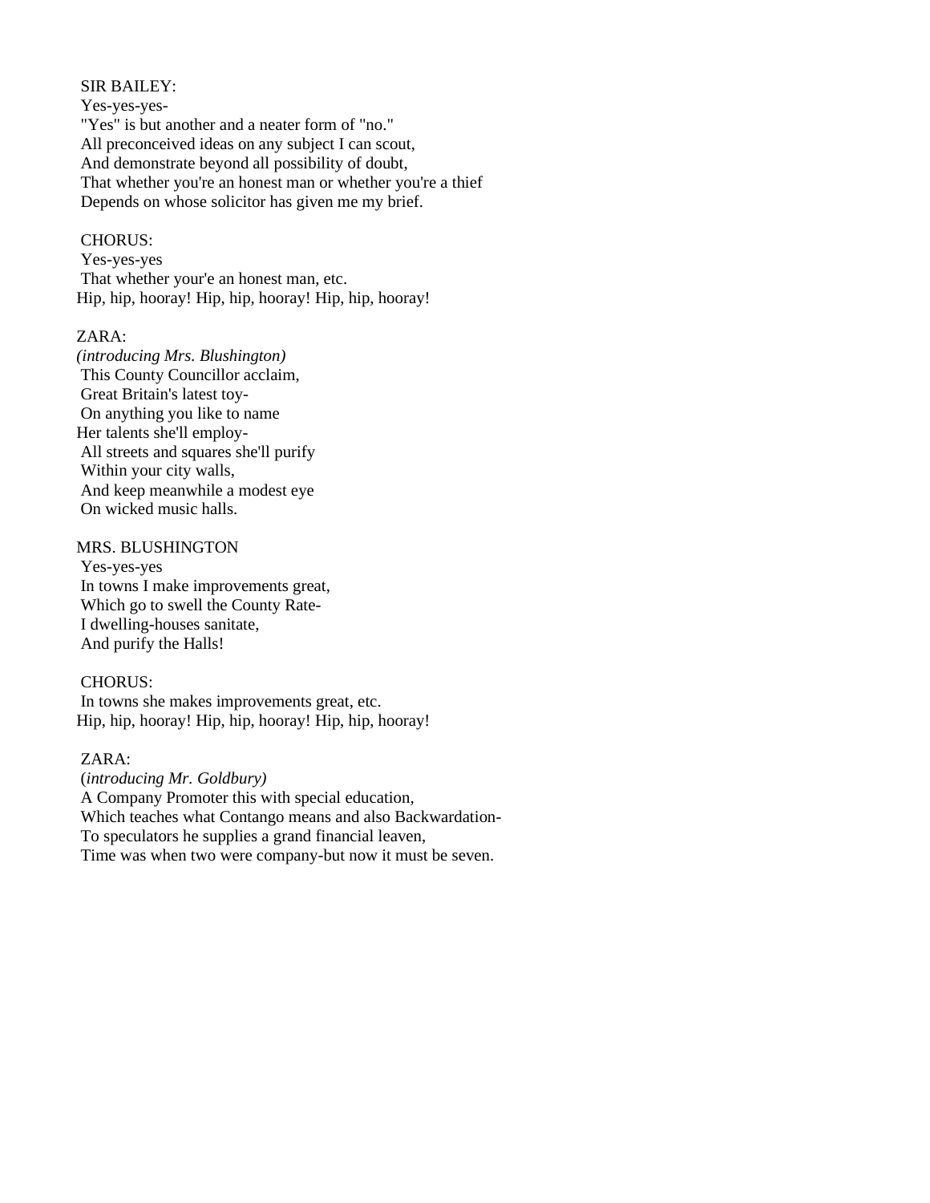SIR BAILEY:
Yes-yes-yes-
"Yes" is but another and a neater form of "no."
All preconceived ideas on any subject I can scout,
And demonstrate beyond all possibility of doubt,
That whether you're an honest man or whether you're a thief
Depends on whose solicitor has given me my brief.

CHORUS:
Yes-yes-yes
That whether your'e an honest man, etc.
Hip, hip, hooray! Hip, hip, hooray! Hip, hip, hooray!

ZARA:
*(introducing Mrs. Blushington)*
This County Councillor acclaim,
Great Britain's latest toy-
On anything you like to name
Her talents she'll employ-
All streets and squares she'll purify
Within your city walls,
And keep meanwhile a modest eye
On wicked music halls.

MRS. BLUSHINGTON
Yes-yes-yes
In towns I make improvements great,
Which go to swell the County Rate-
I dwelling-houses sanitate,
And purify the Halls!

CHORUS:
In towns she makes improvements great, etc.
Hip, hip, hooray! Hip, hip, hooray! Hip, hip, hooray!

ZARA:
(*introducing Mr. Goldbury)*
A Company Promoter this with special education,
Which teaches what Contango means and also Backwardation-
To speculators he supplies a grand financial leaven,
Time was when two were company-but now it must be seven.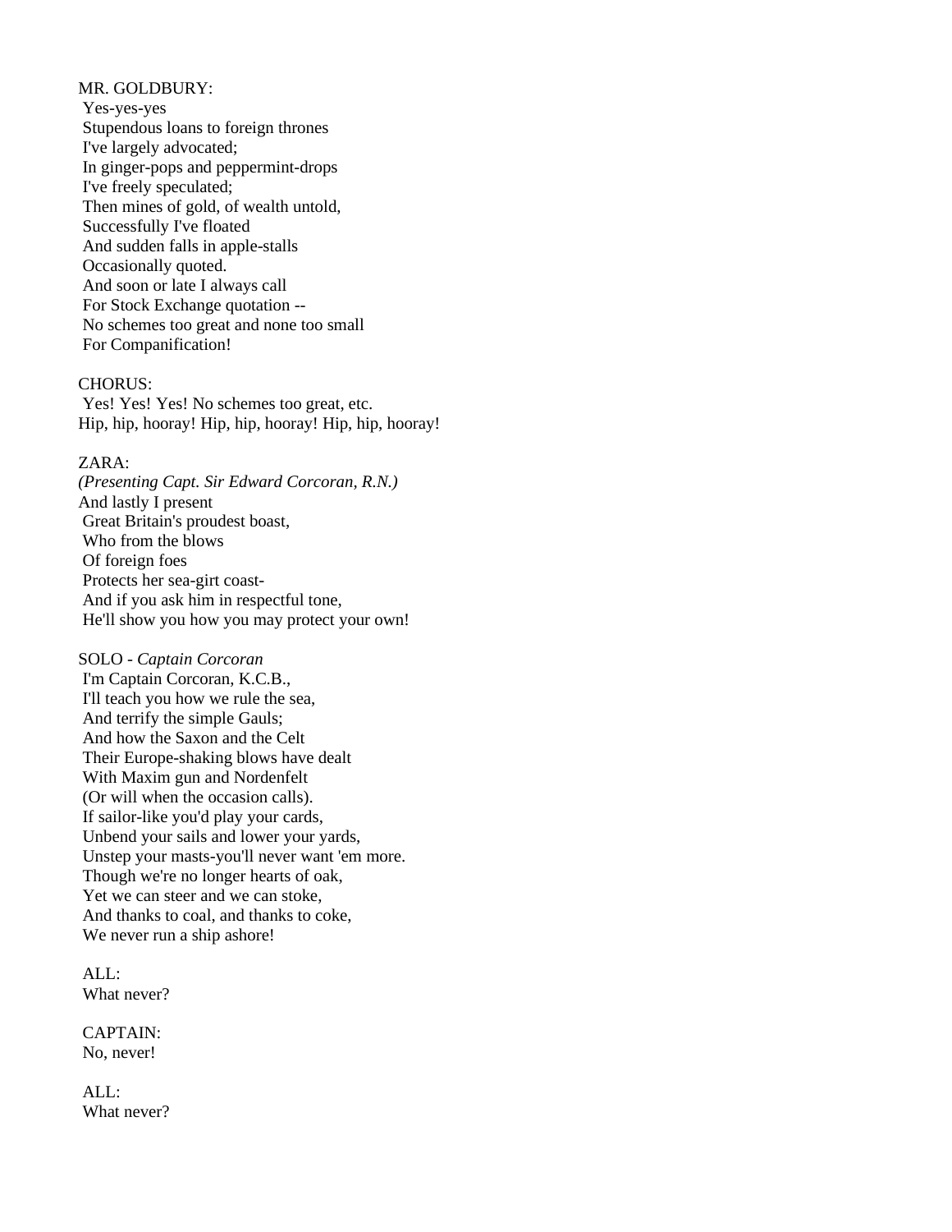MR. GOLDBURY:
Yes-yes-yes
Stupendous loans to foreign thrones
I've largely advocated;
In ginger-pops and peppermint-drops
I've freely speculated;
Then mines of gold, of wealth untold,
Successfully I've floated
And sudden falls in apple-stalls
Occasionally quoted.
And soon or late I always call
For Stock Exchange quotation --
No schemes too great and none too small
For Companification!

CHORUS:
Yes! Yes! Yes! No schemes too great, etc.
Hip, hip, hooray! Hip, hip, hooray! Hip, hip, hooray!

ZARA:
*(Presenting Capt. Sir Edward Corcoran, R.N.)*
And lastly I present
Great Britain's proudest boast,
Who from the blows
Of foreign foes
Protects her sea-girt coast-
And if you ask him in respectful tone,
He'll show you how you may protect your own!

SOLO - *Captain Corcoran*
I'm Captain Corcoran, K.C.B.,
I'll teach you how we rule the sea,
And terrify the simple Gauls;
And how the Saxon and the Celt
Their Europe-shaking blows have dealt
With Maxim gun and Nordenfelt
(Or will when the occasion calls).
If sailor-like you'd play your cards,
Unbend your sails and lower your yards,
Unstep your masts-you'll never want 'em more.
Though we're no longer hearts of oak,
Yet we can steer and we can stoke,
And thanks to coal, and thanks to coke,
We never run a ship ashore!

ALL:
What never?

CAPTAIN:
No, never!

ALL:
What never?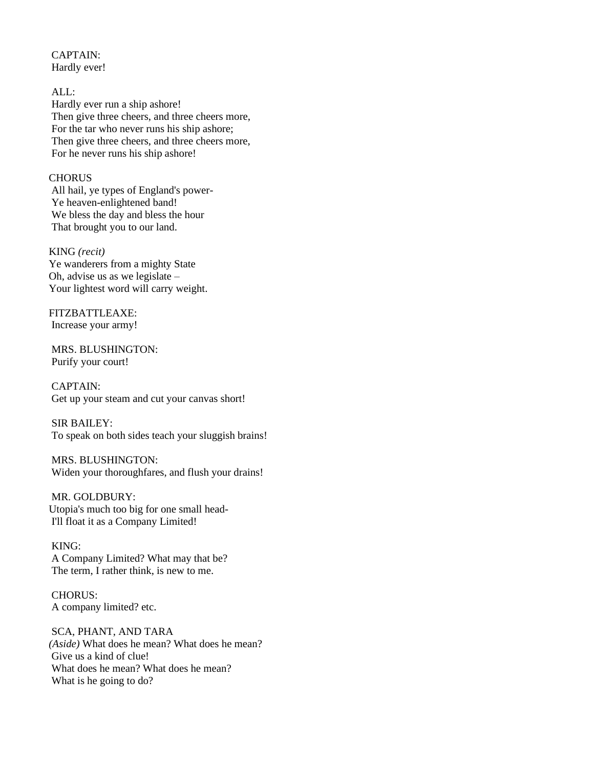CAPTAIN:
Hardly ever!

ALL:
Hardly ever run a ship ashore!
Then give three cheers, and three cheers more,
For the tar who never runs his ship ashore;
Then give three cheers, and three cheers more,
For he never runs his ship ashore!

CHORUS
All hail, ye types of England's power-
Ye heaven-enlightened band!
We bless the day and bless the hour
That brought you to our land.

KING *(recit)*
Ye wanderers from a mighty State
Oh, advise us as we legislate –
Your lightest word will carry weight.

FITZBATTLEAXE:
Increase your army!

MRS. BLUSHINGTON:
Purify your court!

CAPTAIN:
Get up your steam and cut your canvas short!

SIR BAILEY:
To speak on both sides teach your sluggish brains!

MRS. BLUSHINGTON:
Widen your thoroughfares, and flush your drains!

MR. GOLDBURY:
Utopia's much too big for one small head-
I'll float it as a Company Limited!

KING:
A Company Limited? What may that be?
The term, I rather think, is new to me.

CHORUS:
A company limited? etc.

SCA, PHANT, AND TARA
*(Aside)* What does he mean? What does he mean?
Give us a kind of clue!
What does he mean? What does he mean?
What is he going to do?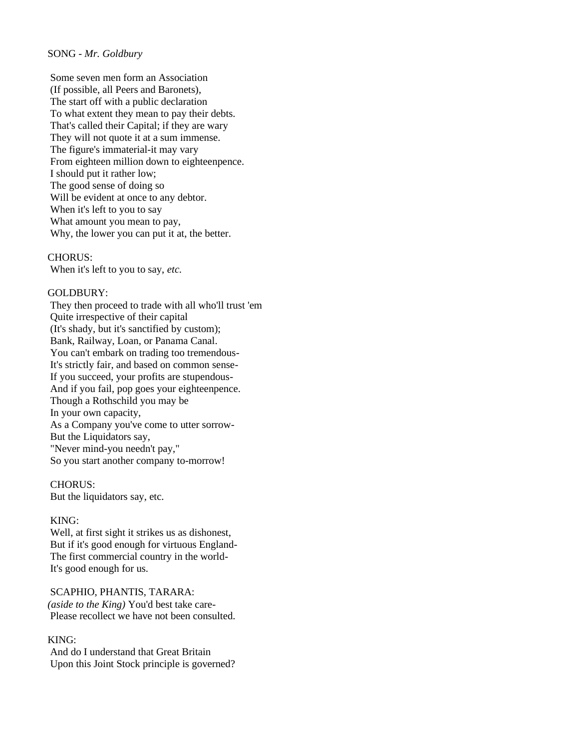SONG - *Mr. Goldbury*

Some seven men form an Association  
(If possible, all Peers and Baronets),  
The start off with a public declaration  
To what extent they mean to pay their debts.  
That's called their Capital; if they are wary  
They will not quote it at a sum immense.  
The figure's immaterial-it may vary  
From eighteen million down to eighteenpence.  
I should put it rather low;  
The good sense of doing so  
Will be evident at once to any debtor.  
When it's left to you to say  
What amount you mean to pay,  
Why, the lower you can put it at, the better.

CHORUS:  
When it's left to you to say, *etc.*

GOLDBURY:  
They then proceed to trade with all who'll trust 'em  
Quite irrespective of their capital  
(It's shady, but it's sanctified by custom);  
Bank, Railway, Loan, or Panama Canal.  
You can't embark on trading too tremendous-  
It's strictly fair, and based on common sense-  
If you succeed, your profits are stupendous-  
And if you fail, pop goes your eighteenpence.  
Though a Rothschild you may be  
In your own capacity,  
As a Company you've come to utter sorrow-  
But the Liquidators say,  
"Never mind-you needn't pay,"  
So you start another company to-morrow!

CHORUS:  
But the liquidators say, etc.

KING:  
Well, at first sight it strikes us as dishonest,  
But if it's good enough for virtuous England-  
The first commercial country in the world-  
It's good enough for us.

SCAPHIO, PHANTIS, TARARA:  
*(aside to the King)* You'd best take care-  
Please recollect we have not been consulted.

KING:  
And do I understand that Great Britain  
Upon this Joint Stock principle is governed?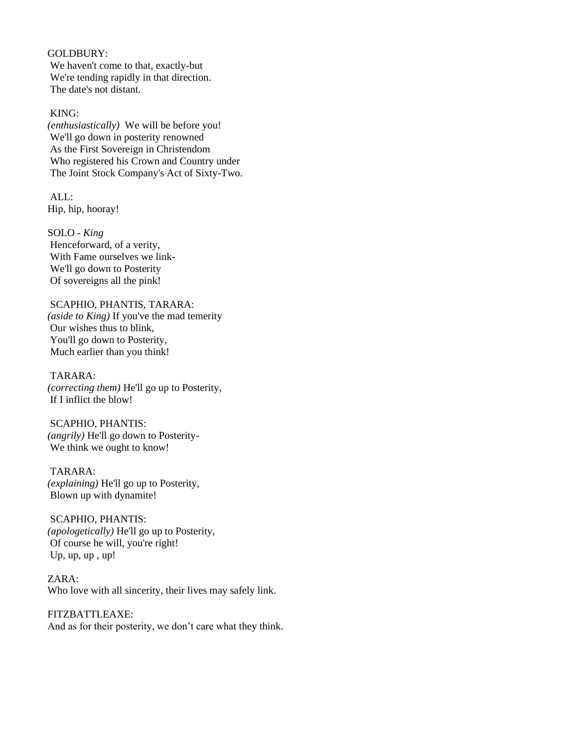GOLDBURY:
We haven't come to that, exactly-but
We're tending rapidly in that direction.
The date's not distant.

KING:
*(enthusiastically)* We will be before you!
We'll go down in posterity renowned
As the First Sovereign in Christendom
Who registered his Crown and Country under
The Joint Stock Company's Act of Sixty-Two.

ALL:
Hip, hip, hooray!

SOLO - *King*
Henceforward, of a verity,
With Fame ourselves we link-
We'll go down to Posterity
Of sovereigns all the pink!

SCAPHIO, PHANTIS, TARARA:
*(aside to King)* If you've the mad temerity
Our wishes thus to blink,
You'll go down to Posterity,
Much earlier than you think!

TARARA:
*(correcting them)* He'll go up to Posterity,
If I inflict the blow!

SCAPHIO, PHANTIS:
*(angrily)* He'll go down to Posterity-
We think we ought to know!

TARARA:
*(explaining)* He'll go up to Posterity,
Blown up with dynamite!

SCAPHIO, PHANTIS:
*(apologetically)* He'll go up to Posterity,
Of course he will, you're right!
Up, up, up , up!

ZARA:
Who love with all sincerity, their lives may safely link.

FITZBATTLEAXE:
And as for their posterity, we don't care what they think.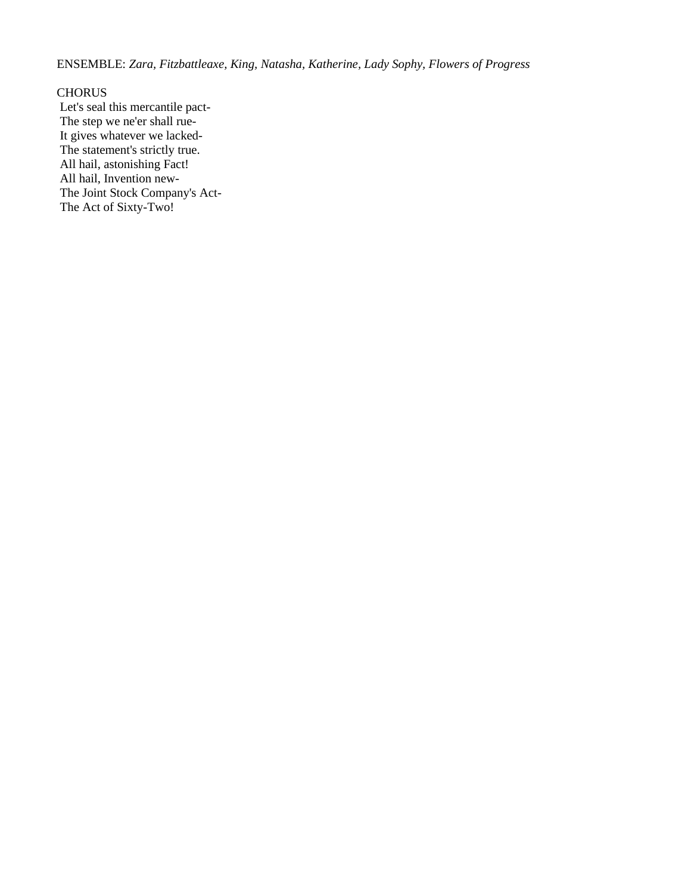ENSEMBLE: *Zara, Fitzbattleaxe, King, Natasha, Katherine, Lady Sophy, Flowers of Progress*

CHORUS

Let's seal this mercantile pact-
The step we ne'er shall rue-
It gives whatever we lacked-
The statement's strictly true.
All hail, astonishing Fact!
All hail, Invention new-
The Joint Stock Company's Act-
The Act of Sixty-Two!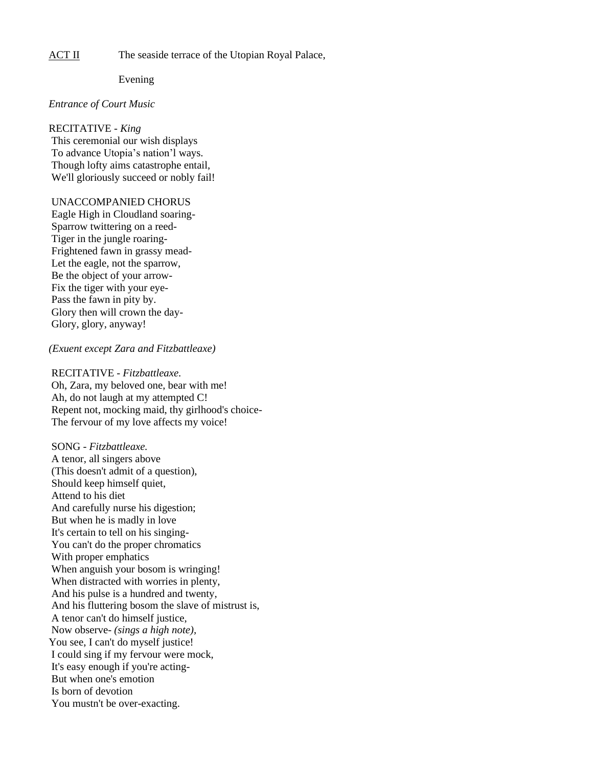<u>ACT II</u> The seaside terrace of the Utopian Royal Palace,

Evening

*Entrance of Court Music*

RECITATIVE - *King*
This ceremonial our wish displays
To advance Utopia's nation'l ways.
Though lofty aims catastrophe entail,
We'll gloriously succeed or nobly fail!

UNACCOMPANIED CHORUS
Eagle High in Cloudland soaring-
Sparrow twittering on a reed-
Tiger in the jungle roaring-
Frightened fawn in grassy mead-
Let the eagle, not the sparrow,
Be the object of your arrow-
Fix the tiger with your eye-
Pass the fawn in pity by.
Glory then will crown the day-
Glory, glory, anyway!

*(Exuent except Zara and Fitzbattleaxe)*

RECITATIVE - *Fitzbattleaxe.*
Oh, Zara, my beloved one, bear with me!
Ah, do not laugh at my attempted C!
Repent not, mocking maid, thy girlhood's choice-
The fervour of my love affects my voice!

SONG - *Fitzbattleaxe.*
A tenor, all singers above
(This doesn't admit of a question),
Should keep himself quiet,
Attend to his diet
And carefully nurse his digestion;
But when he is madly in love
It's certain to tell on his singing-
You can't do the proper chromatics
With proper emphatics
When anguish your bosom is wringing!
When distracted with worries in plenty,
And his pulse is a hundred and twenty,
And his fluttering bosom the slave of mistrust is,
A tenor can't do himself justice,
Now observe- *(sings a high note),*
You see, I can't do myself justice!
I could sing if my fervour were mock,
It's easy enough if you're acting-
But when one's emotion
Is born of devotion
You mustn't be over-exacting.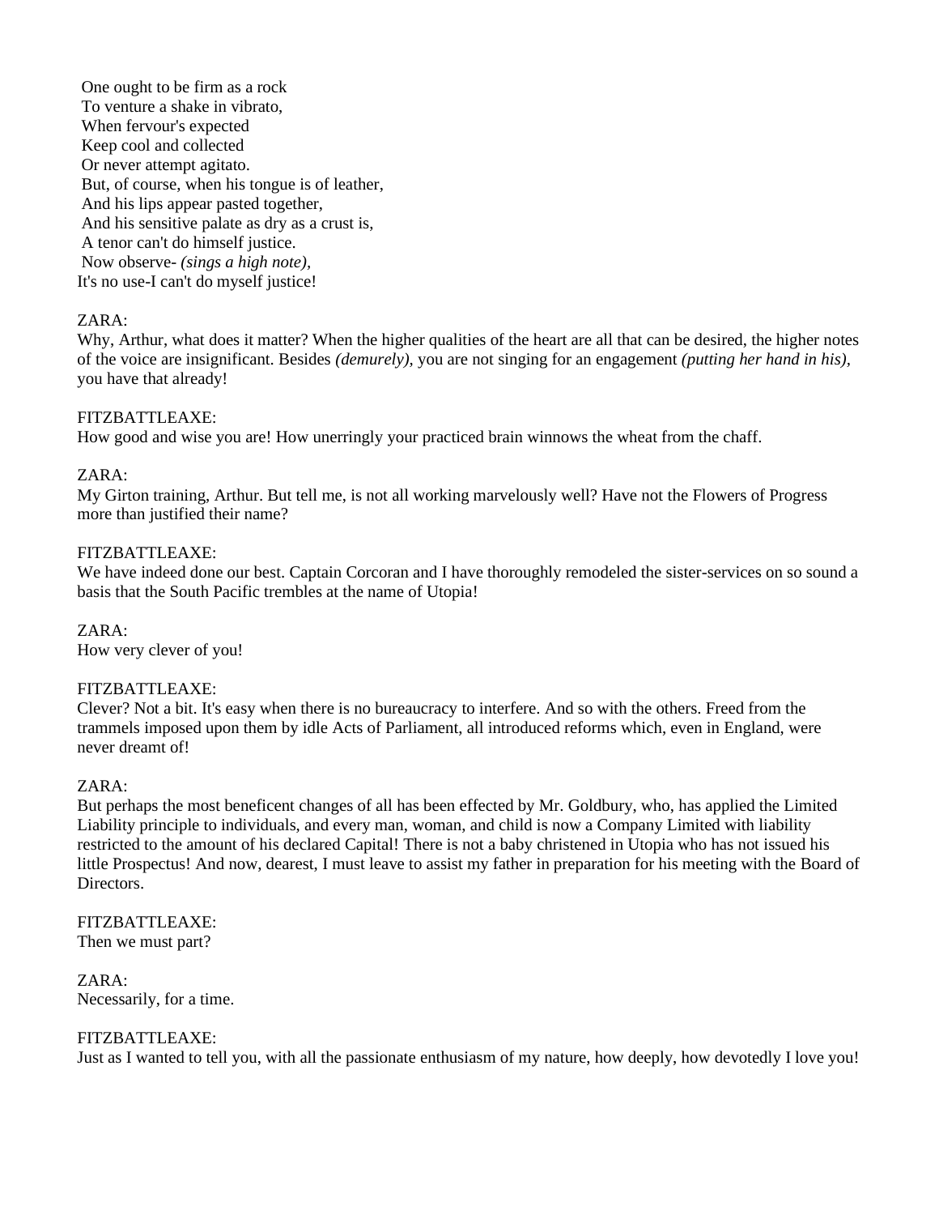One ought to be firm as a rock  
To venture a shake in vibrato,  
When fervour's expected  
Keep cool and collected  
Or never attempt agitato.  
But, of course, when his tongue is of leather,  
And his lips appear pasted together,  
And his sensitive palate as dry as a crust is,  
A tenor can't do himself justice.  
Now observe- *(sings a high note),*  
It's no use-I can't do myself justice!

ZARA:  
Why, Arthur, what does it matter? When the higher qualities of the heart are all that can be desired, the higher notes of the voice are insignificant. Besides *(demurely),* you are not singing for an engagement *(putting her hand in his),* you have that already!

FITZBATTLEAXE:  
How good and wise you are! How unerringly your practiced brain winnows the wheat from the chaff.

ZARA:  
My Girton training, Arthur. But tell me, is not all working marvelously well? Have not the Flowers of Progress more than justified their name?

FITZBATTLEAXE:  
We have indeed done our best. Captain Corcoran and I have thoroughly remodeled the sister-services on so sound a basis that the South Pacific trembles at the name of Utopia!

ZARA:  
How very clever of you!

FITZBATTLEAXE:  
Clever? Not a bit. It's easy when there is no bureaucracy to interfere. And so with the others. Freed from the trammels imposed upon them by idle Acts of Parliament, all introduced reforms which, even in England, were never dreamt of!

ZARA:  
But perhaps the most beneficent changes of all has been effected by Mr. Goldbury, who, has applied the Limited Liability principle to individuals, and every man, woman, and child is now a Company Limited with liability restricted to the amount of his declared Capital! There is not a baby christened in Utopia who has not issued his little Prospectus! And now, dearest, I must leave to assist my father in preparation for his meeting with the Board of Directors.

FITZBATTLEAXE:  
Then we must part?

ZARA:  
Necessarily, for a time.

FITZBATTLEAXE:  
Just as I wanted to tell you, with all the passionate enthusiasm of my nature, how deeply, how devotedly I love you!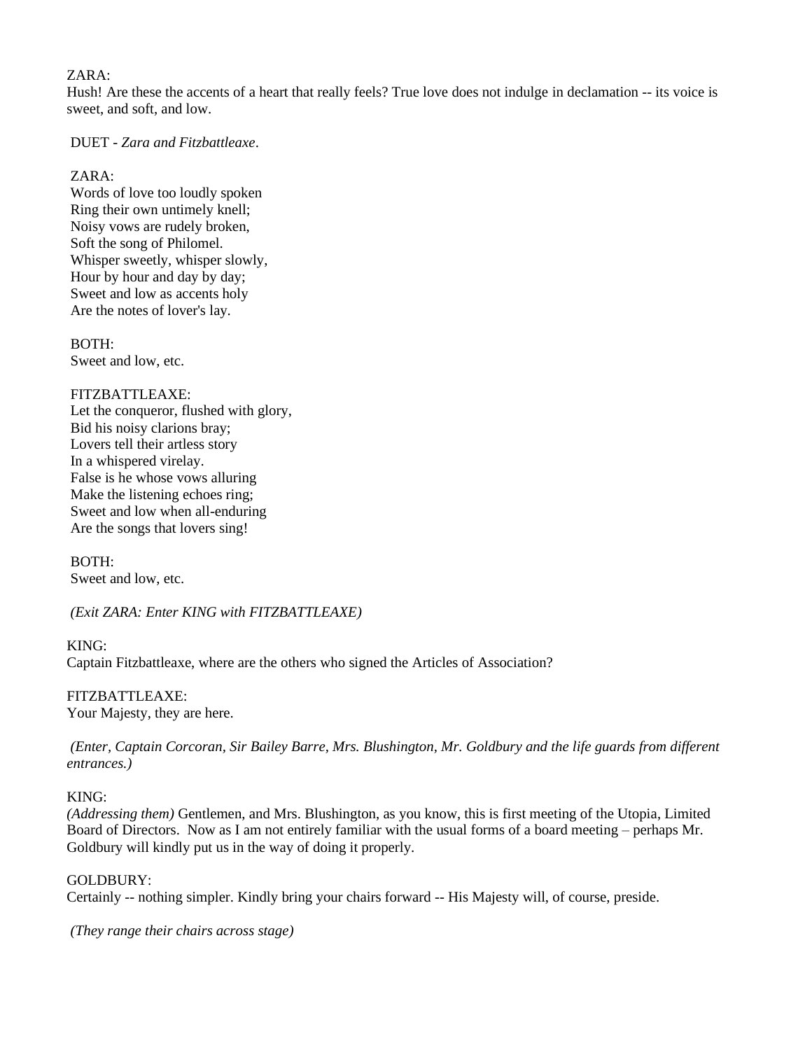ZARA:
Hush! Are these the accents of a heart that really feels? True love does not indulge in declamation -- its voice is sweet, and soft, and low.

DUET - *Zara and Fitzbattleaxe*.

ZARA:
Words of love too loudly spoken
Ring their own untimely knell;
Noisy vows are rudely broken,
Soft the song of Philomel.
Whisper sweetly, whisper slowly,
Hour by hour and day by day;
Sweet and low as accents holy
Are the notes of lover's lay.

BOTH:
Sweet and low, etc.

FITZBATTLEAXE:
Let the conqueror, flushed with glory,
Bid his noisy clarions bray;
Lovers tell their artless story
In a whispered virelay.
False is he whose vows alluring
Make the listening echoes ring;
Sweet and low when all-enduring
Are the songs that lovers sing!

BOTH:
Sweet and low, etc.

*(Exit ZARA: Enter KING with FITZBATTLEAXE)*

KING:
Captain Fitzbattleaxe, where are the others who signed the Articles of Association?

FITZBATTLEAXE:
Your Majesty, they are here.

*(Enter, Captain Corcoran, Sir Bailey Barre, Mrs. Blushington, Mr. Goldbury and the life guards from different entrances.)*

KING:
*(Addressing them)* Gentlemen, and Mrs. Blushington, as you know, this is first meeting of the Utopia, Limited Board of Directors. Now as I am not entirely familiar with the usual forms of a board meeting – perhaps Mr. Goldbury will kindly put us in the way of doing it properly.

GOLDBURY:
Certainly -- nothing simpler. Kindly bring your chairs forward -- His Majesty will, of course, preside.

*(They range their chairs across stage)*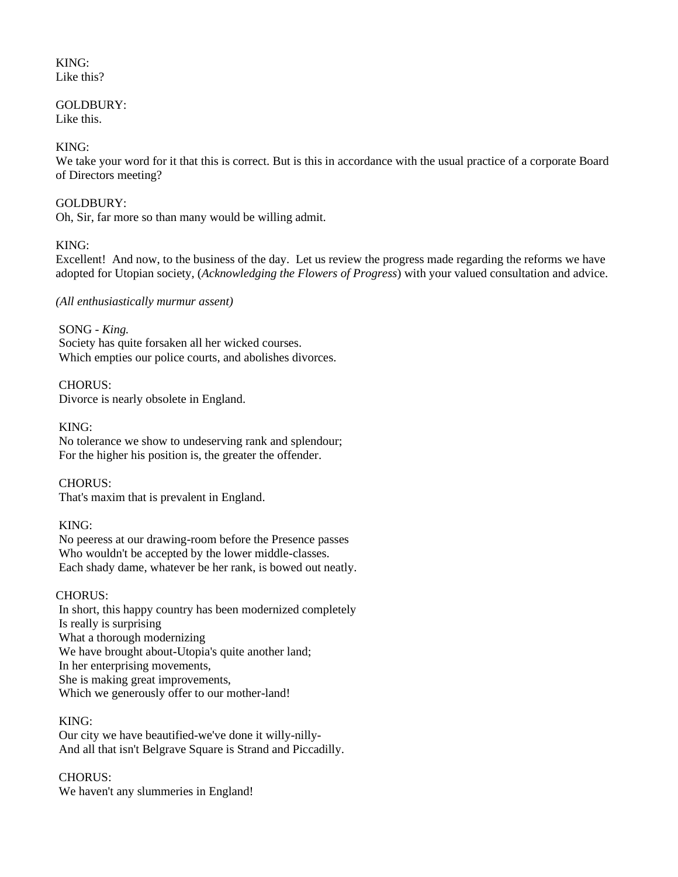KING:
Like this?

GOLDBURY:
Like this.

KING:
We take your word for it that this is correct. But is this in accordance with the usual practice of a corporate Board of Directors meeting?

GOLDBURY:
Oh, Sir, far more so than many would be willing admit.

KING:
Excellent! And now, to the business of the day. Let us review the progress made regarding the reforms we have adopted for Utopian society, (*Acknowledging the Flowers of Progress*) with your valued consultation and advice.

*(All enthusiastically murmur assent)*

SONG - *King.*
Society has quite forsaken all her wicked courses.
Which empties our police courts, and abolishes divorces.

CHORUS:
Divorce is nearly obsolete in England.

KING:
No tolerance we show to undeserving rank and splendour;
For the higher his position is, the greater the offender.

CHORUS:
That's maxim that is prevalent in England.

KING:
No peeress at our drawing-room before the Presence passes
Who wouldn't be accepted by the lower middle-classes.
Each shady dame, whatever be her rank, is bowed out neatly.

CHORUS:
In short, this happy country has been modernized completely
Is really is surprising
What a thorough modernizing
We have brought about-Utopia's quite another land;
In her enterprising movements,
She is making great improvements,
Which we generously offer to our mother-land!

KING:
Our city we have beautified-we've done it willy-nilly-
And all that isn't Belgrave Square is Strand and Piccadilly.

CHORUS:
We haven't any slummeries in England!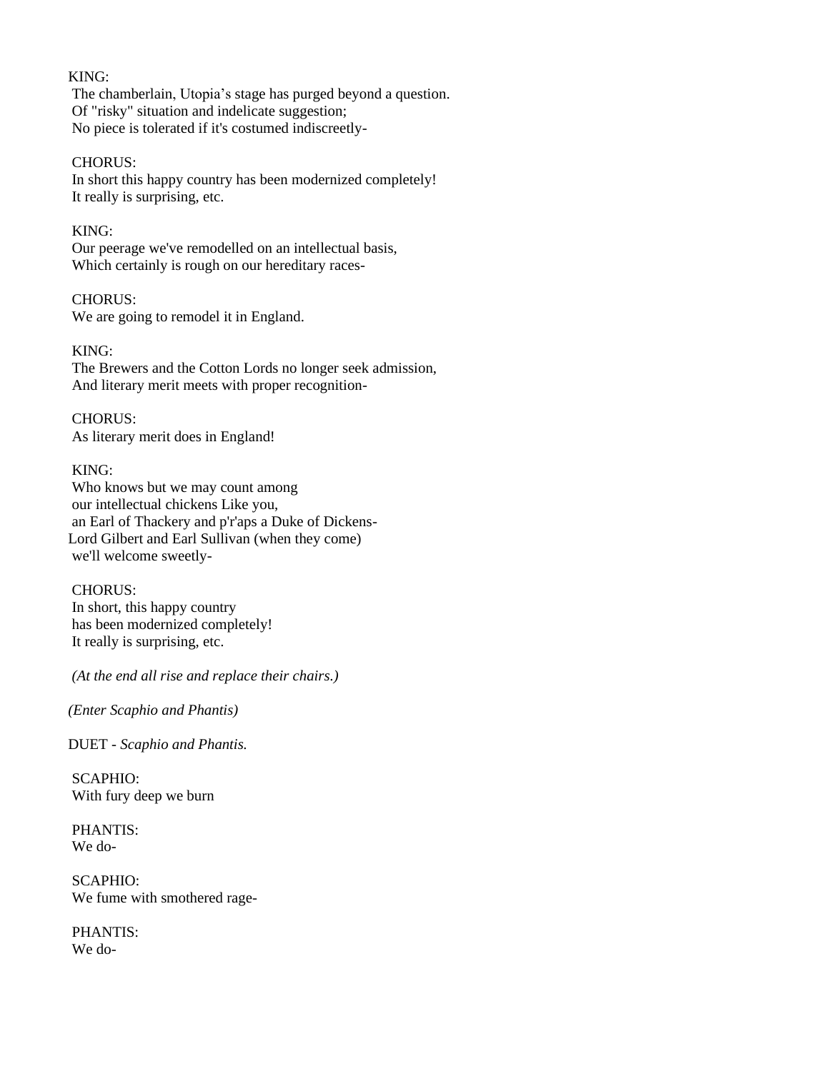KING:
The chamberlain, Utopia's stage has purged beyond a question.
Of "risky" situation and indelicate suggestion;
No piece is tolerated if it's costumed indiscreetly-

CHORUS:
In short this happy country has been modernized completely!
It really is surprising, etc.

KING:
Our peerage we've remodelled on an intellectual basis,
Which certainly is rough on our hereditary races-

CHORUS:
We are going to remodel it in England.

KING:
The Brewers and the Cotton Lords no longer seek admission,
And literary merit meets with proper recognition-

CHORUS:
As literary merit does in England!

KING:
Who knows but we may count among
our intellectual chickens Like you,
an Earl of Thackery and p'r'aps a Duke of Dickens-
Lord Gilbert and Earl Sullivan (when they come)
we'll welcome sweetly-

CHORUS:
In short, this happy country
has been modernized completely!
It really is surprising, etc.

*(At the end all rise and replace their chairs.)*

*(Enter Scaphio and Phantis)*

DUET - *Scaphio and Phantis.*

SCAPHIO:
With fury deep we burn

PHANTIS:
We do-

SCAPHIO:
We fume with smothered rage-

PHANTIS:
We do-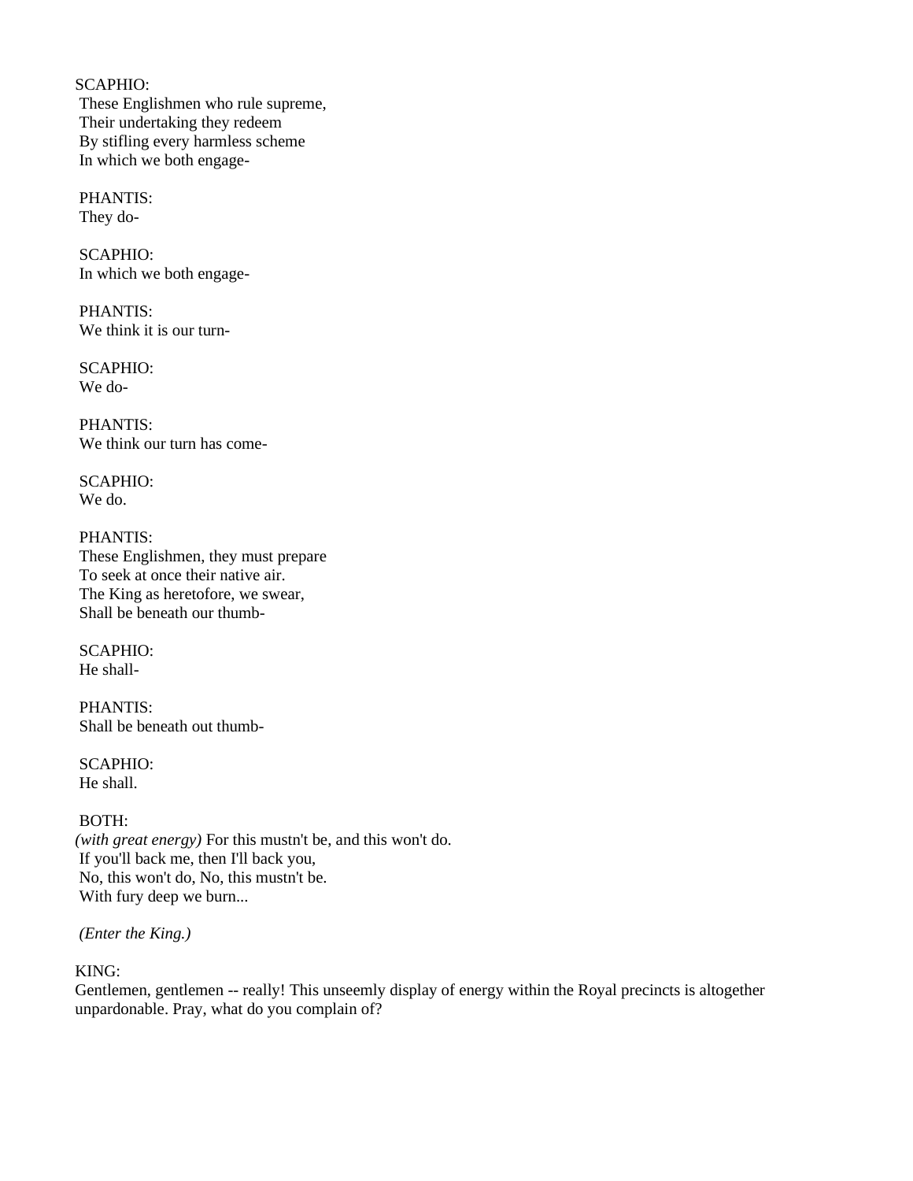SCAPHIO:
These Englishmen who rule supreme,
Their undertaking they redeem
By stifling every harmless scheme
In which we both engage-

PHANTIS:
They do-

SCAPHIO:
In which we both engage-

PHANTIS:
We think it is our turn-

SCAPHIO:
We do-

PHANTIS:
We think our turn has come-

SCAPHIO:
We do.

PHANTIS:
These Englishmen, they must prepare
To seek at once their native air.
The King as heretofore, we swear,
Shall be beneath our thumb-

SCAPHIO:
He shall-

PHANTIS:
Shall be beneath out thumb-

SCAPHIO:
He shall.

BOTH:
*(with great energy)* For this mustn't be, and this won't do.
If you'll back me, then I'll back you,
No, this won't do, No, this mustn't be.
With fury deep we burn...

*(Enter the King.)*

KING:
Gentlemen, gentlemen -- really! This unseemly display of energy within the Royal precincts is altogether unpardonable. Pray, what do you complain of?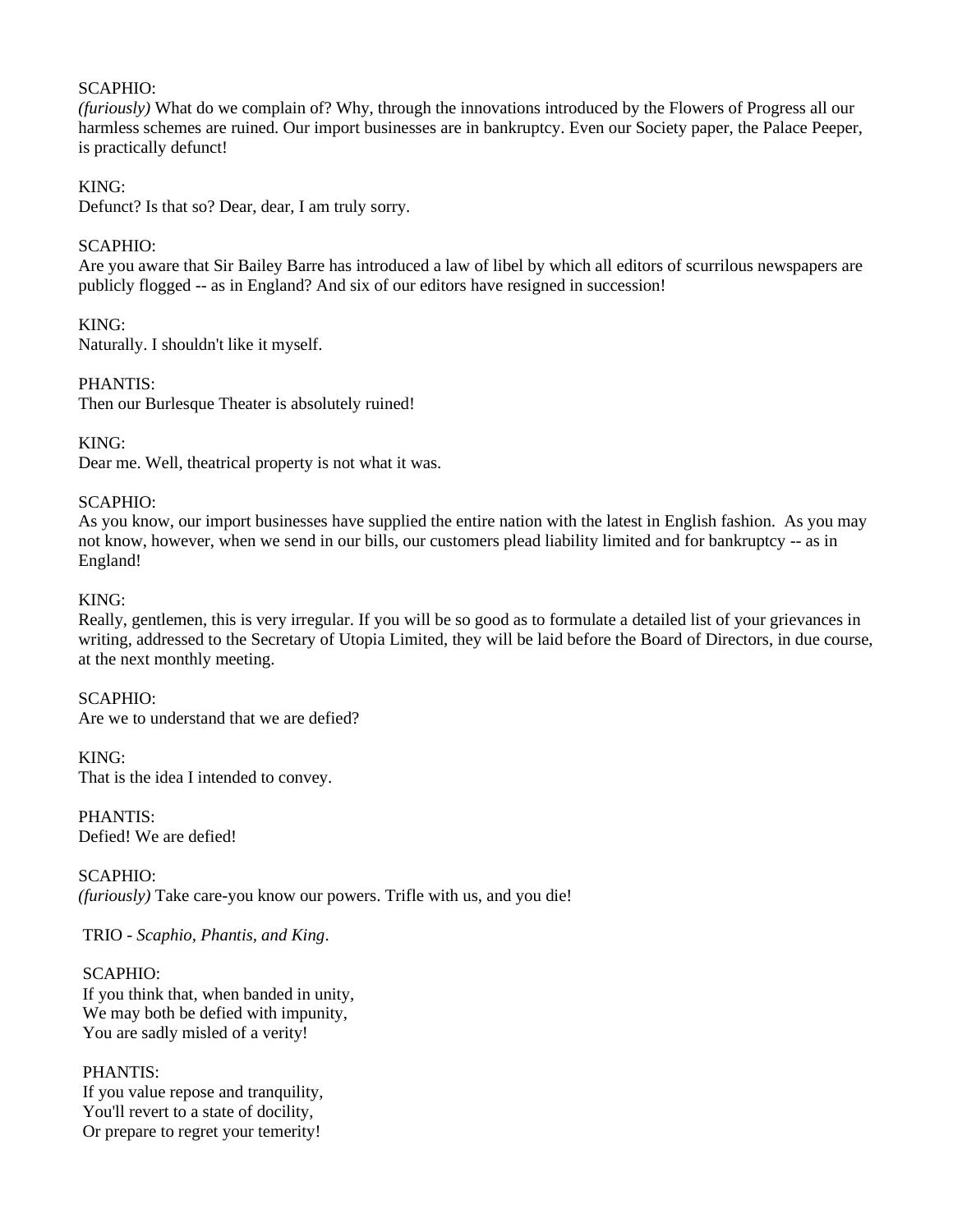SCAPHIO:
*(furiously)* What do we complain of? Why, through the innovations introduced by the Flowers of Progress all our harmless schemes are ruined. Our import businesses are in bankruptcy. Even our Society paper, the Palace Peeper, is practically defunct!

KING:
Defunct? Is that so? Dear, dear, I am truly sorry.

SCAPHIO:
Are you aware that Sir Bailey Barre has introduced a law of libel by which all editors of scurrilous newspapers are publicly flogged -- as in England? And six of our editors have resigned in succession!

KING:
Naturally. I shouldn't like it myself.

PHANTIS:
Then our Burlesque Theater is absolutely ruined!

KING:
Dear me. Well, theatrical property is not what it was.

SCAPHIO:
As you know, our import businesses have supplied the entire nation with the latest in English fashion. As you may not know, however, when we send in our bills, our customers plead liability limited and for bankruptcy -- as in England!

KING:
Really, gentlemen, this is very irregular. If you will be so good as to formulate a detailed list of your grievances in writing, addressed to the Secretary of Utopia Limited, they will be laid before the Board of Directors, in due course, at the next monthly meeting.

SCAPHIO:
Are we to understand that we are defied?

KING:
That is the idea I intended to convey.

PHANTIS:
Defied! We are defied!

SCAPHIO:
*(furiously)* Take care-you know our powers. Trifle with us, and you die!

TRIO - *Scaphio, Phantis, and King*.

SCAPHIO:
If you think that, when banded in unity,
We may both be defied with impunity,
You are sadly misled of a verity!

PHANTIS:
If you value repose and tranquility,
You'll revert to a state of docility,
Or prepare to regret your temerity!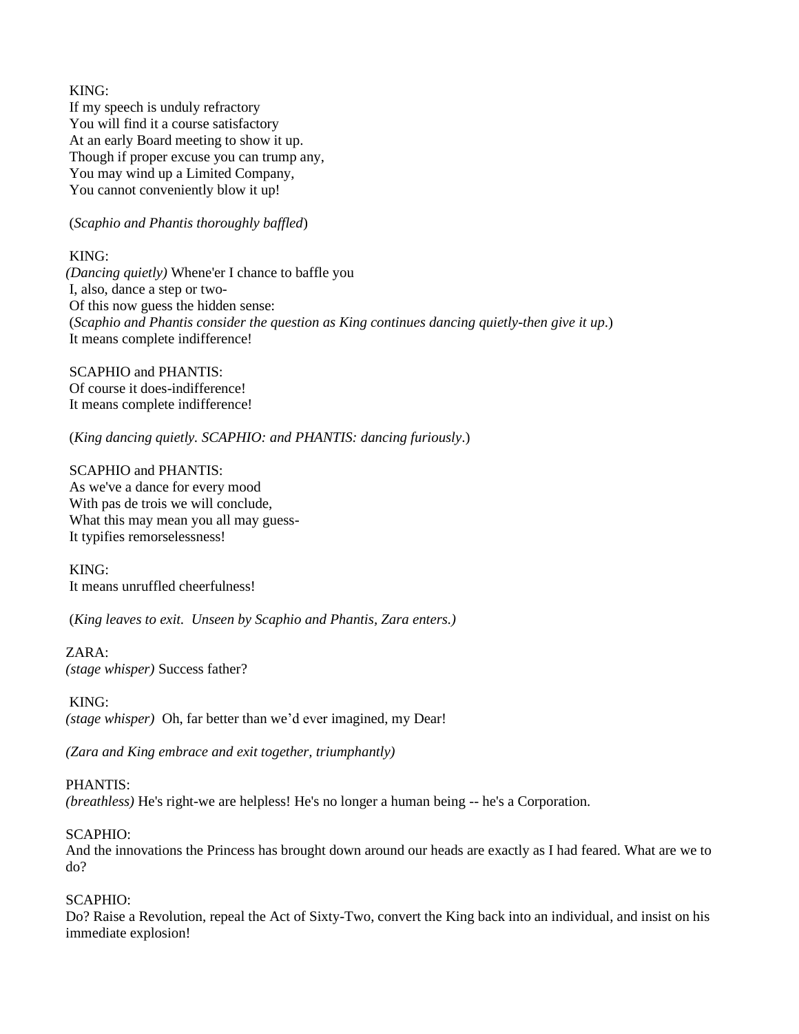KING:
If my speech is unduly refractory
You will find it a course satisfactory
At an early Board meeting to show it up.
Though if proper excuse you can trump any,
You may wind up a Limited Company,
You cannot conveniently blow it up!

(*Scaphio and Phantis thoroughly baffled*)

KING:
*(Dancing quietly)* Whene'er I chance to baffle you
I, also, dance a step or two-
Of this now guess the hidden sense:
(*Scaphio and Phantis consider the question as King continues dancing quietly-then give it up*.)
It means complete indifference!

SCAPHIO and PHANTIS:
Of course it does-indifference!
It means complete indifference!

(*King dancing quietly. SCAPHIO: and PHANTIS: dancing furiously*.)

SCAPHIO and PHANTIS:
As we've a dance for every mood
With pas de trois we will conclude,
What this may mean you all may guess-
It typifies remorselessness!

KING:
It means unruffled cheerfulness!

(*King leaves to exit. Unseen by Scaphio and Phantis, Zara enters.)*

ZARA:
*(stage whisper)* Success father?

KING:
*(stage whisper)* Oh, far better than we'd ever imagined, my Dear!

*(Zara and King embrace and exit together, triumphantly)*

PHANTIS:
*(breathless)* He's right-we are helpless! He's no longer a human being -- he's a Corporation.

SCAPHIO:
And the innovations the Princess has brought down around our heads are exactly as I had feared. What are we to do?

SCAPHIO:
Do? Raise a Revolution, repeal the Act of Sixty-Two, convert the King back into an individual, and insist on his immediate explosion!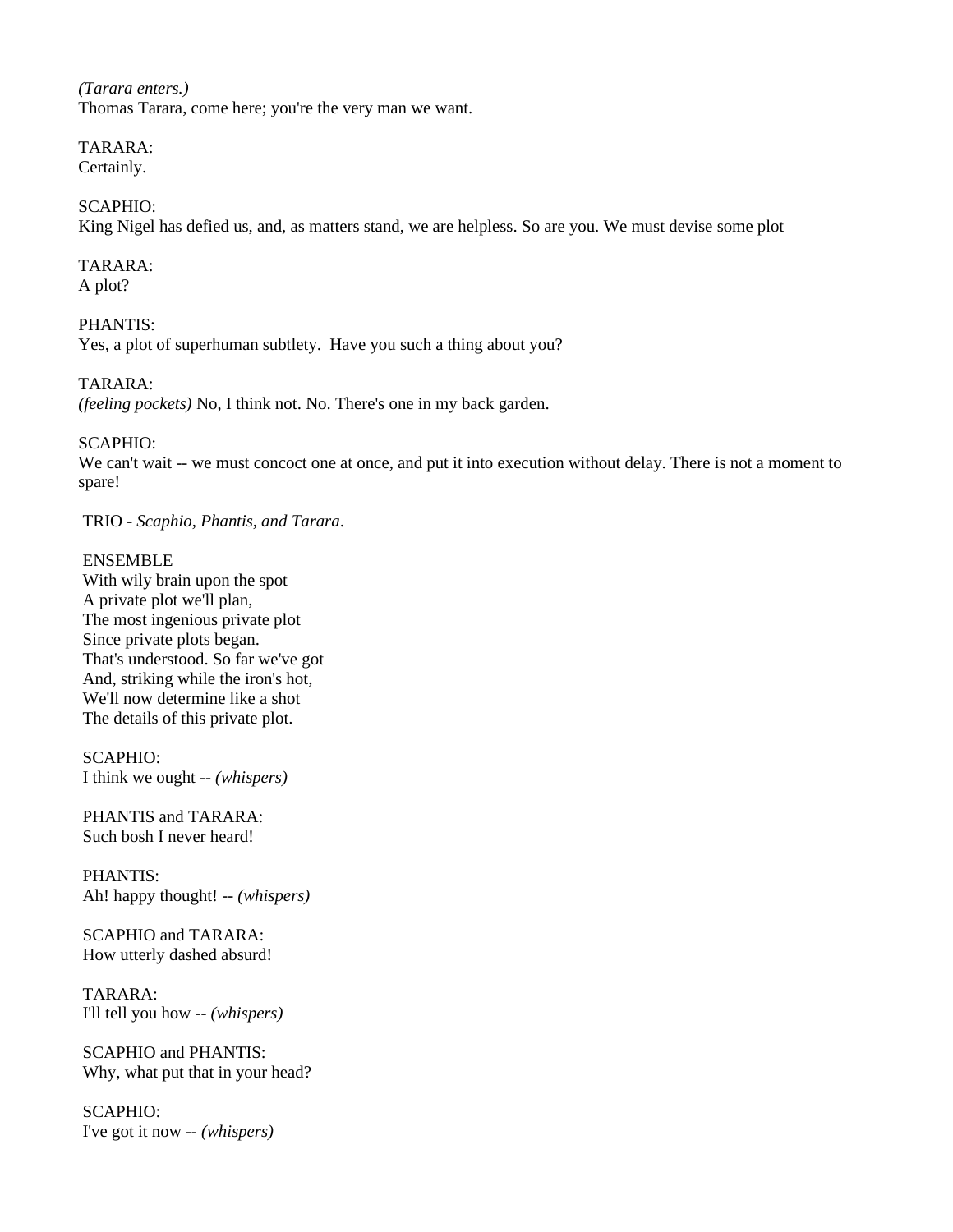*(Tarara enters.)*
Thomas Tarara, come here; you're the very man we want.

TARARA:
Certainly.

SCAPHIO:
King Nigel has defied us, and, as matters stand, we are helpless. So are you. We must devise some plot

TARARA:
A plot?

PHANTIS:
Yes, a plot of superhuman subtlety. Have you such a thing about you?

TARARA:
*(feeling pockets)* No, I think not. No. There's one in my back garden.

SCAPHIO:
We can't wait -- we must concoct one at once, and put it into execution without delay. There is not a moment to spare!

TRIO - *Scaphio, Phantis, and Tarara*.

ENSEMBLE
With wily brain upon the spot
A private plot we'll plan,
The most ingenious private plot
Since private plots began.
That's understood. So far we've got
And, striking while the iron's hot,
We'll now determine like a shot
The details of this private plot.

SCAPHIO:
I think we ought -- *(whispers)*

PHANTIS and TARARA:
Such bosh I never heard!

PHANTIS:
Ah! happy thought! -- *(whispers)*

SCAPHIO and TARARA:
How utterly dashed absurd!

TARARA:
I'll tell you how -- *(whispers)*

SCAPHIO and PHANTIS:
Why, what put that in your head?

SCAPHIO:
I've got it now -- *(whispers)*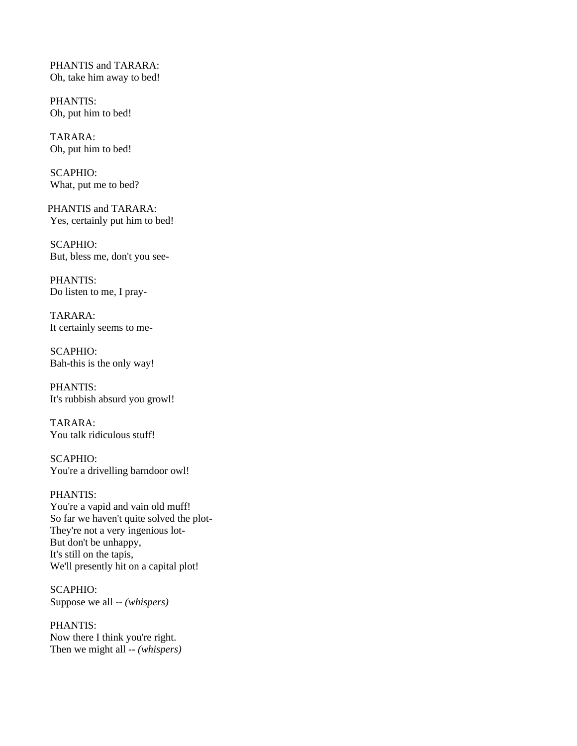PHANTIS and TARARA:
Oh, take him away to bed!

PHANTIS:
Oh, put him to bed!

TARARA:
Oh, put him to bed!

SCAPHIO:
What, put me to bed?

PHANTIS and TARARA:
Yes, certainly put him to bed!

SCAPHIO:
But, bless me, don't you see-

PHANTIS:
Do listen to me, I pray-

TARARA:
It certainly seems to me-

SCAPHIO:
Bah-this is the only way!

PHANTIS:
It's rubbish absurd you growl!

TARARA:
You talk ridiculous stuff!

SCAPHIO:
You're a drivelling barndoor owl!

PHANTIS:
You're a vapid and vain old muff!
So far we haven't quite solved the plot-
They're not a very ingenious lot-
But don't be unhappy,
It's still on the tapis,
We'll presently hit on a capital plot!

SCAPHIO:
Suppose we all -- *(whispers)*

PHANTIS:
Now there I think you're right.
Then we might all -- *(whispers)*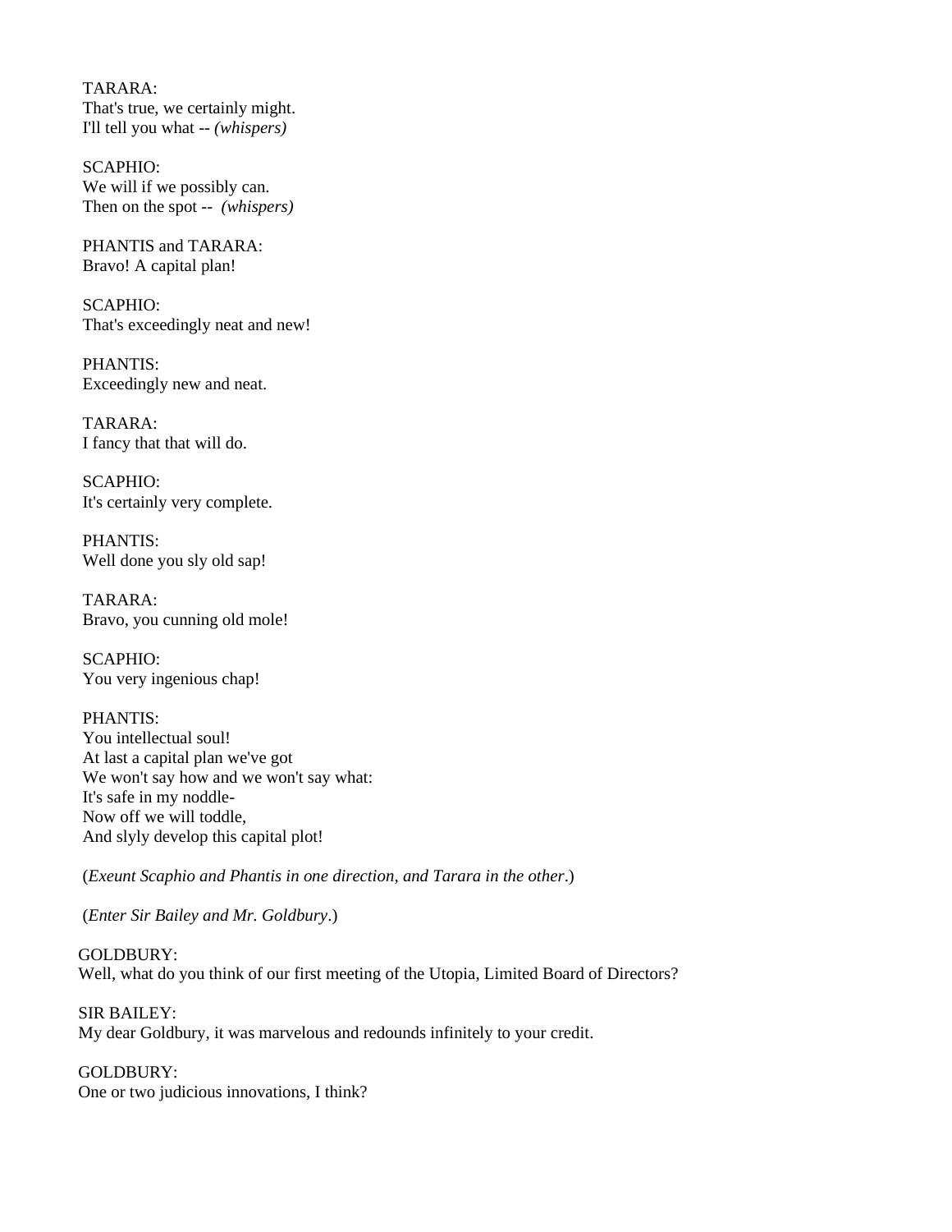TARARA:
That's true, we certainly might.
I'll tell you what -- *(whispers)*

SCAPHIO:
We will if we possibly can.
Then on the spot -- *(whispers)*

PHANTIS and TARARA:
Bravo! A capital plan!

SCAPHIO:
That's exceedingly neat and new!

PHANTIS:
Exceedingly new and neat.

TARARA:
I fancy that that will do.

SCAPHIO:
It's certainly very complete.

PHANTIS:
Well done you sly old sap!

TARARA:
Bravo, you cunning old mole!

SCAPHIO:
You very ingenious chap!

PHANTIS:
You intellectual soul!
At last a capital plan we've got
We won't say how and we won't say what:
It's safe in my noddle-
Now off we will toddle,
And slyly develop this capital plot!

(*Exeunt Scaphio and Phantis in one direction, and Tarara in the other*.)

(*Enter Sir Bailey and Mr. Goldbury*.)

GOLDBURY:
Well, what do you think of our first meeting of the Utopia, Limited Board of Directors?

SIR BAILEY:
My dear Goldbury, it was marvelous and redounds infinitely to your credit.

GOLDBURY:
One or two judicious innovations, I think?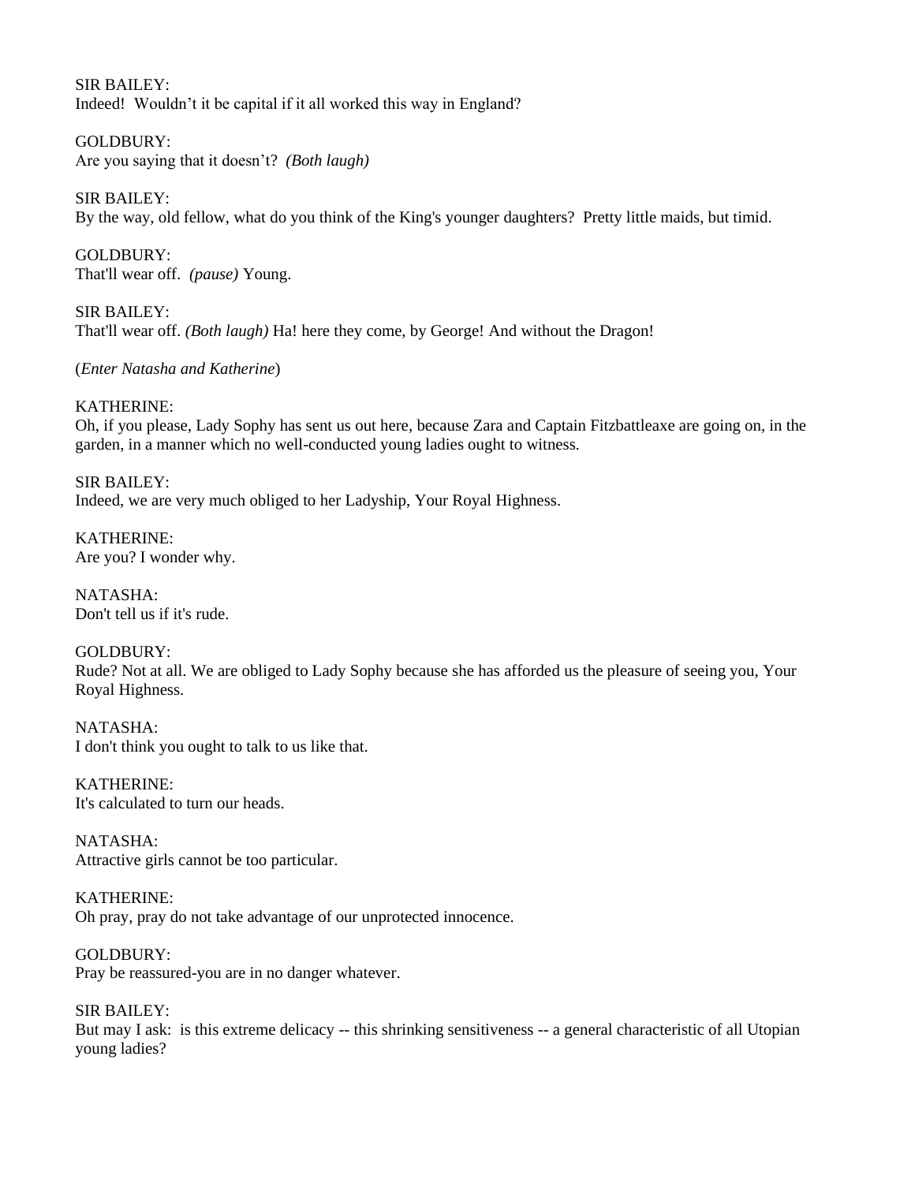SIR BAILEY:
Indeed!  Wouldn’t it be capital if it all worked this way in England?

GOLDBURY:
Are you saying that it doesn’t?  *(Both laugh)*

SIR BAILEY:
By the way, old fellow, what do you think of the King's younger daughters?  Pretty little maids, but timid.

GOLDBURY:
That'll wear off.  *(pause)* Young.

SIR BAILEY:
That'll wear off. *(Both laugh)* Ha! here they come, by George! And without the Dragon!

(*Enter Natasha and Katherine*)

KATHERINE:
Oh, if you please, Lady Sophy has sent us out here, because Zara and Captain Fitzbattleaxe are going on, in the garden, in a manner which no well-conducted young ladies ought to witness.

SIR BAILEY:
Indeed, we are very much obliged to her Ladyship, Your Royal Highness.

KATHERINE:
Are you? I wonder why.

NATASHA:
Don't tell us if it's rude.

GOLDBURY:
Rude? Not at all. We are obliged to Lady Sophy because she has afforded us the pleasure of seeing you, Your Royal Highness.

NATASHA:
I don't think you ought to talk to us like that.

KATHERINE:
It's calculated to turn our heads.

NATASHA:
Attractive girls cannot be too particular.

KATHERINE:
Oh pray, pray do not take advantage of our unprotected innocence.

GOLDBURY:
Pray be reassured-you are in no danger whatever.

SIR BAILEY:
But may I ask:  is this extreme delicacy -- this shrinking sensitiveness -- a general characteristic of all Utopian young ladies?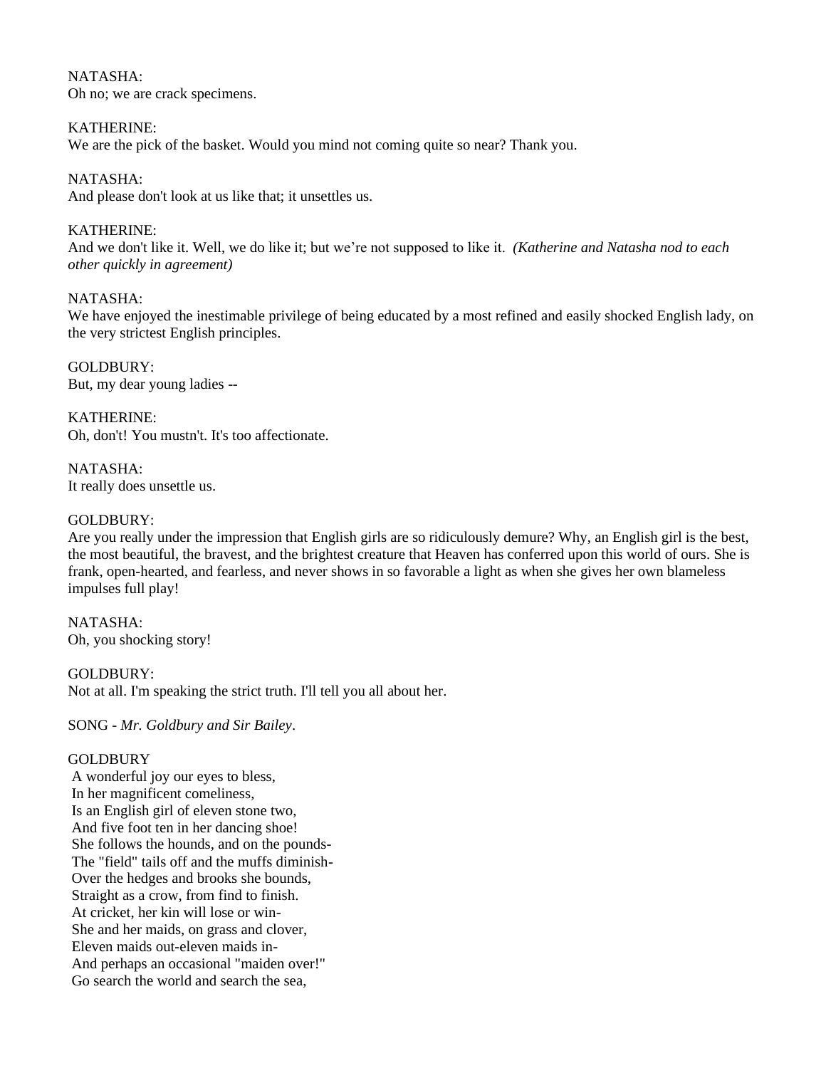NATASHA:
Oh no; we are crack specimens.

KATHERINE:
We are the pick of the basket. Would you mind not coming quite so near? Thank you.

NATASHA:
And please don't look at us like that; it unsettles us.

KATHERINE:
And we don't like it. Well, we do like it; but we're not supposed to like it. *(Katherine and Natasha nod to each other quickly in agreement)*

NATASHA:
We have enjoyed the inestimable privilege of being educated by a most refined and easily shocked English lady, on the very strictest English principles.

GOLDBURY:
But, my dear young ladies --

KATHERINE:
Oh, don't! You mustn't. It's too affectionate.

NATASHA:
It really does unsettle us.

GOLDBURY:
Are you really under the impression that English girls are so ridiculously demure? Why, an English girl is the best, the most beautiful, the bravest, and the brightest creature that Heaven has conferred upon this world of ours. She is frank, open-hearted, and fearless, and never shows in so favorable a light as when she gives her own blameless impulses full play!

NATASHA:
Oh, you shocking story!

GOLDBURY:
Not at all. I'm speaking the strict truth. I'll tell you all about her.

SONG - *Mr. Goldbury and Sir Bailey*.

GOLDBURY
A wonderful joy our eyes to bless,
In her magnificent comeliness,
Is an English girl of eleven stone two,
And five foot ten in her dancing shoe!
She follows the hounds, and on the pounds-
The "field" tails off and the muffs diminish-
Over the hedges and brooks she bounds,
Straight as a crow, from find to finish.
At cricket, her kin will lose or win-
She and her maids, on grass and clover,
Eleven maids out-eleven maids in-
And perhaps an occasional "maiden over!"
Go search the world and search the sea,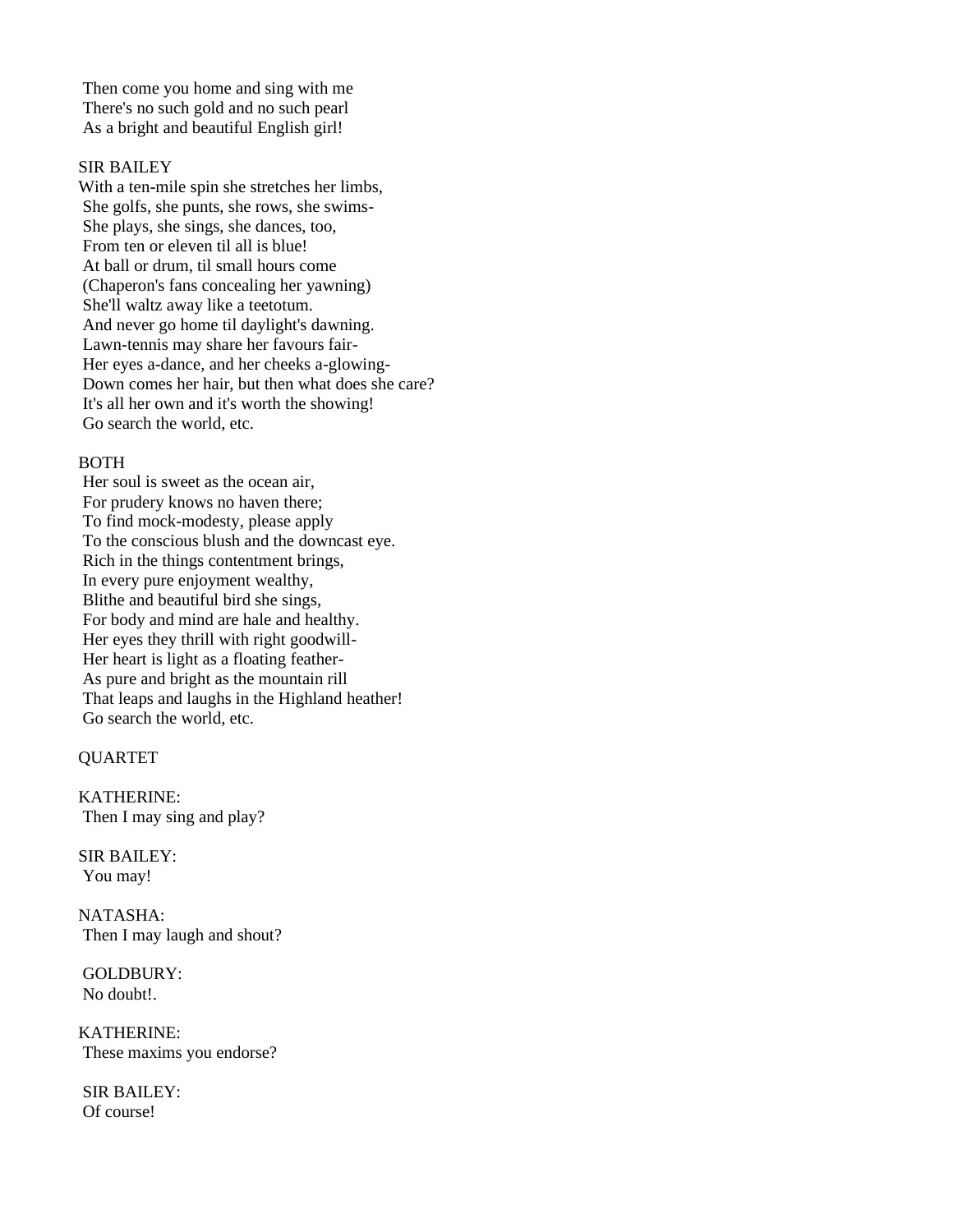Then come you home and sing with me
There's no such gold and no such pearl
As a bright and beautiful English girl!

SIR BAILEY
With a ten-mile spin she stretches her limbs,
She golfs, she punts, she rows, she swims-
She plays, she sings, she dances, too,
From ten or eleven til all is blue!
At ball or drum, til small hours come
(Chaperon's fans concealing her yawning)
She'll waltz away like a teetotum.
And never go home til daylight's dawning.
Lawn-tennis may share her favours fair-
Her eyes a-dance, and her cheeks a-glowing-
Down comes her hair, but then what does she care?
It's all her own and it's worth the showing!
Go search the world, etc.

BOTH
Her soul is sweet as the ocean air,
For prudery knows no haven there;
To find mock-modesty, please apply
To the conscious blush and the downcast eye.
Rich in the things contentment brings,
In every pure enjoyment wealthy,
Blithe and beautiful bird she sings,
For body and mind are hale and healthy.
Her eyes they thrill with right goodwill-
Her heart is light as a floating feather-
As pure and bright as the mountain rill
That leaps and laughs in the Highland heather!
Go search the world, etc.

QUARTET

KATHERINE:
Then I may sing and play?

SIR BAILEY:
You may!

NATASHA:
Then I may laugh and shout?

GOLDBURY:
No doubt!.

KATHERINE:
These maxims you endorse?

SIR BAILEY:
Of course!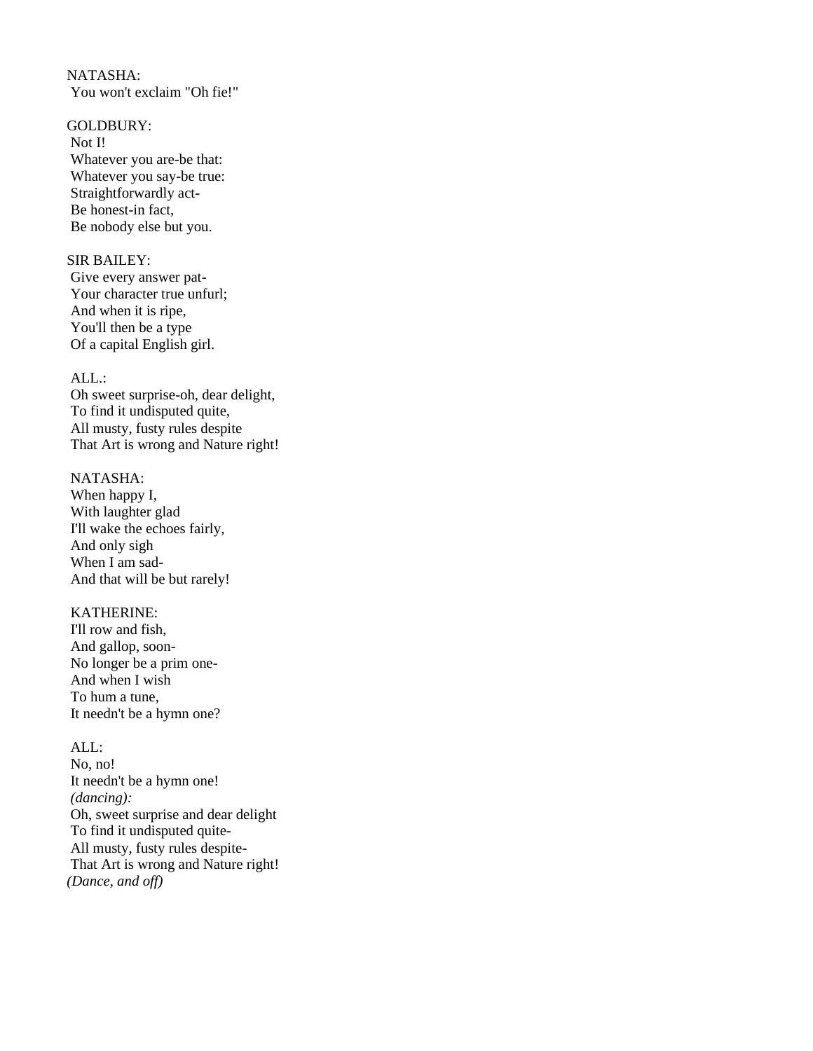NATASHA:
You won't exclaim "Oh fie!"

GOLDBURY:
Not I!
Whatever you are-be that:
Whatever you say-be true:
Straightforwardly act-
Be honest-in fact,
Be nobody else but you.

SIR BAILEY:
Give every answer pat-
Your character true unfurl;
And when it is ripe,
You'll then be a type
Of a capital English girl.

ALL.:
Oh sweet surprise-oh, dear delight,
To find it undisputed quite,
All musty, fusty rules despite
That Art is wrong and Nature right!

NATASHA:
When happy I,
With laughter glad
I'll wake the echoes fairly,
And only sigh
When I am sad-
And that will be but rarely!

KATHERINE:
I'll row and fish,
And gallop, soon-
No longer be a prim one-
And when I wish
To hum a tune,
It needn't be a hymn one?

ALL:
No, no!
It needn't be a hymn one!
*(dancing):*
Oh, sweet surprise and dear delight
To find it undisputed quite-
All musty, fusty rules despite-
That Art is wrong and Nature right!
*(Dance, and off)*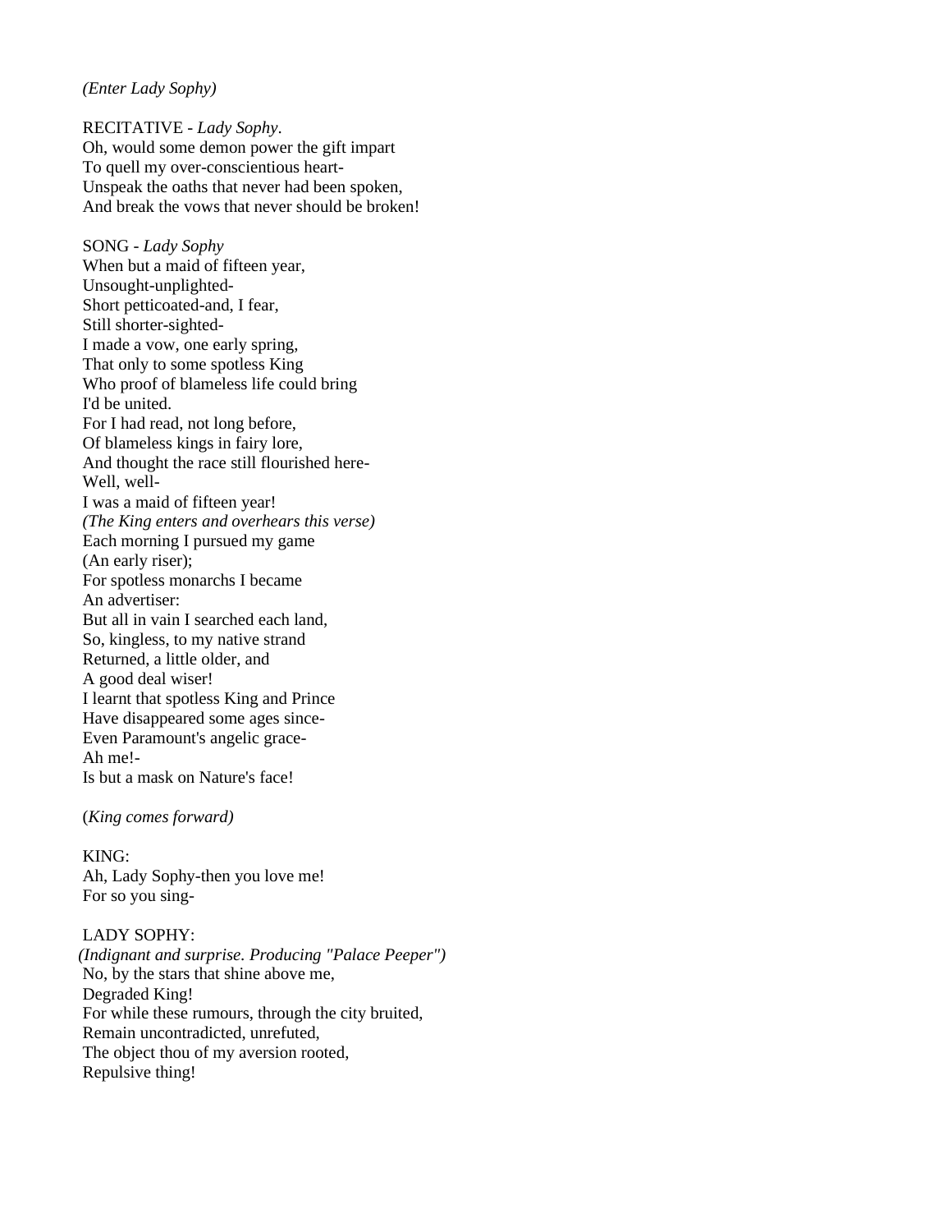*(Enter Lady Sophy)*

RECITATIVE - *Lady Sophy*.
Oh, would some demon power the gift impart
To quell my over-conscientious heart-
Unspeak the oaths that never had been spoken,
And break the vows that never should be broken!

SONG - *Lady Sophy*
When but a maid of fifteen year,
Unsought-unplighted-
Short petticoated-and, I fear,
Still shorter-sighted-
I made a vow, one early spring,
That only to some spotless King
Who proof of blameless life could bring
I'd be united.
For I had read, not long before,
Of blameless kings in fairy lore,
And thought the race still flourished here-
Well, well-
I was a maid of fifteen year!
*(The King enters and overhears this verse)*
Each morning I pursued my game
(An early riser);
For spotless monarchs I became
An advertiser:
But all in vain I searched each land,
So, kingless, to my native strand
Returned, a little older, and
A good deal wiser!
I learnt that spotless King and Prince
Have disappeared some ages since-
Even Paramount's angelic grace-
Ah me!-
Is but a mask on Nature's face!

(*King comes forward)*

KING:
Ah, Lady Sophy-then you love me!
For so you sing-

LADY SOPHY:
*(Indignant and surprise. Producing "Palace Peeper")*
No, by the stars that shine above me,
Degraded King!
For while these rumours, through the city bruited,
Remain uncontradicted, unrefuted,
The object thou of my aversion rooted,
Repulsive thing!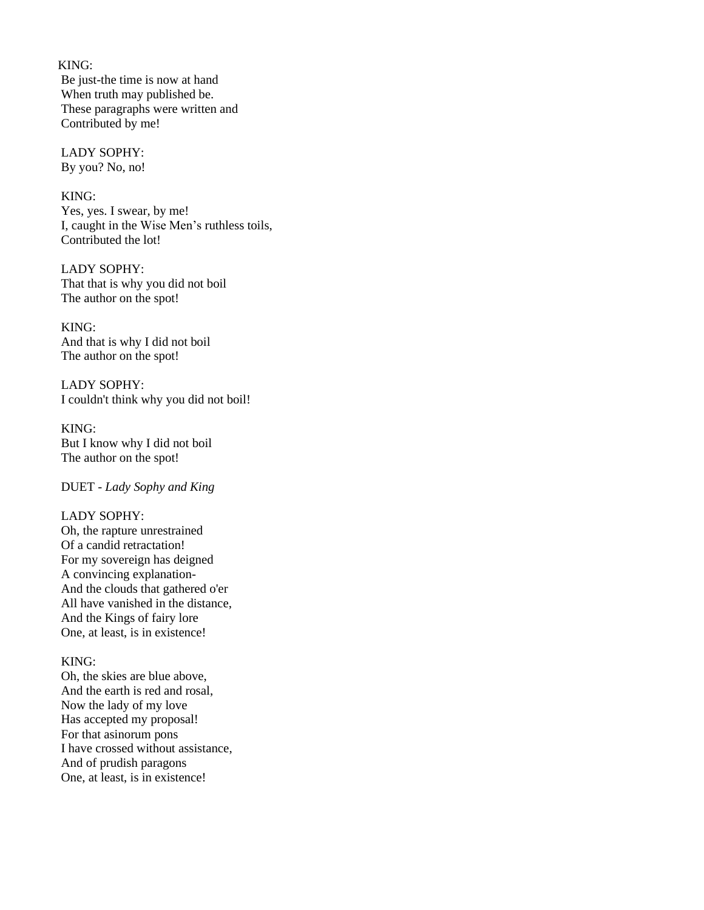KING:
Be just-the time is now at hand
When truth may published be.
These paragraphs were written and
Contributed by me!

LADY SOPHY:
By you? No, no!

KING:
Yes, yes. I swear, by me!
I, caught in the Wise Men's ruthless toils,
Contributed the lot!

LADY SOPHY:
That that is why you did not boil
The author on the spot!

KING:
And that is why I did not boil
The author on the spot!

LADY SOPHY:
I couldn't think why you did not boil!

KING:
But I know why I did not boil
The author on the spot!

DUET - *Lady Sophy and King*

LADY SOPHY:
Oh, the rapture unrestrained
Of a candid retractation!
For my sovereign has deigned
A convincing explanation-
And the clouds that gathered o'er
All have vanished in the distance,
And the Kings of fairy lore
One, at least, is in existence!

KING:
Oh, the skies are blue above,
And the earth is red and rosal,
Now the lady of my love
Has accepted my proposal!
For that asinorum pons
I have crossed without assistance,
And of prudish paragons
One, at least, is in existence!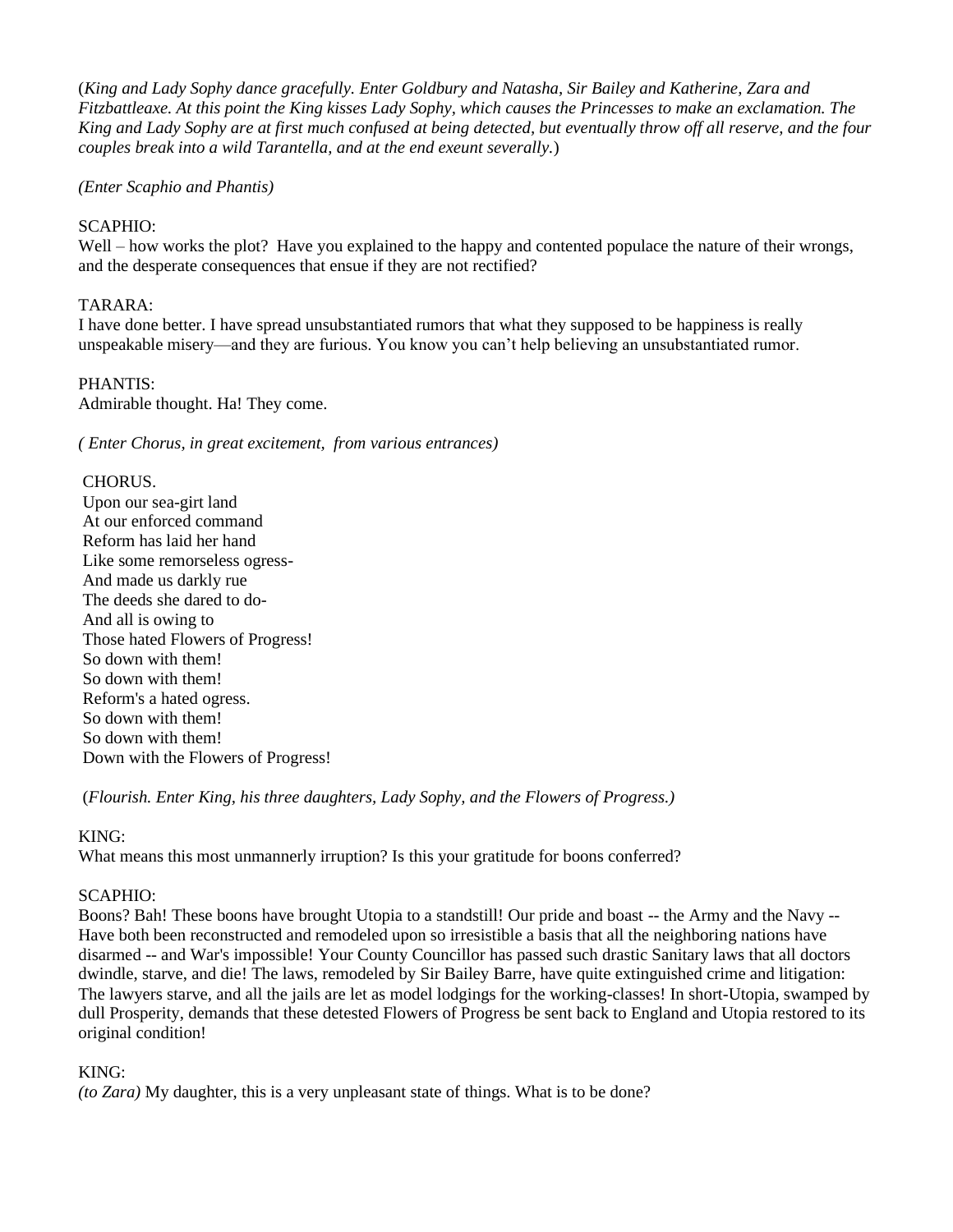(*King and Lady Sophy dance gracefully. Enter Goldbury and Natasha, Sir Bailey and Katherine, Zara and Fitzbattleaxe. At this point the King kisses Lady Sophy, which causes the Princesses to make an exclamation. The King and Lady Sophy are at first much confused at being detected, but eventually throw off all reserve, and the four couples break into a wild Tarantella, and at the end exeunt severally.*)

*(Enter Scaphio and Phantis)*

SCAPHIO:
Well – how works the plot? Have you explained to the happy and contented populace the nature of their wrongs, and the desperate consequences that ensue if they are not rectified?

TARARA:
I have done better. I have spread unsubstantiated rumors that what they supposed to be happiness is really unspeakable misery—and they are furious. You know you can't help believing an unsubstantiated rumor.

PHANTIS:
Admirable thought. Ha! They come.

*( Enter Chorus, in great excitement, from various entrances)*

CHORUS.
Upon our sea-girt land
At our enforced command
Reform has laid her hand
Like some remorseless ogress-
And made us darkly rue
The deeds she dared to do-
And all is owing to
Those hated Flowers of Progress!
So down with them!
So down with them!
Reform's a hated ogress.
So down with them!
So down with them!
Down with the Flowers of Progress!

(*Flourish. Enter King, his three daughters, Lady Sophy, and the Flowers of Progress.*)

KING:
What means this most unmannerly irruption? Is this your gratitude for boons conferred?

SCAPHIO:
Boons? Bah! These boons have brought Utopia to a standstill! Our pride and boast -- the Army and the Navy -- Have both been reconstructed and remodeled upon so irresistible a basis that all the neighboring nations have disarmed -- and War's impossible! Your County Councillor has passed such drastic Sanitary laws that all doctors dwindle, starve, and die! The laws, remodeled by Sir Bailey Barre, have quite extinguished crime and litigation: The lawyers starve, and all the jails are let as model lodgings for the working-classes! In short-Utopia, swamped by dull Prosperity, demands that these detested Flowers of Progress be sent back to England and Utopia restored to its original condition!

KING:
*(to Zara)* My daughter, this is a very unpleasant state of things. What is to be done?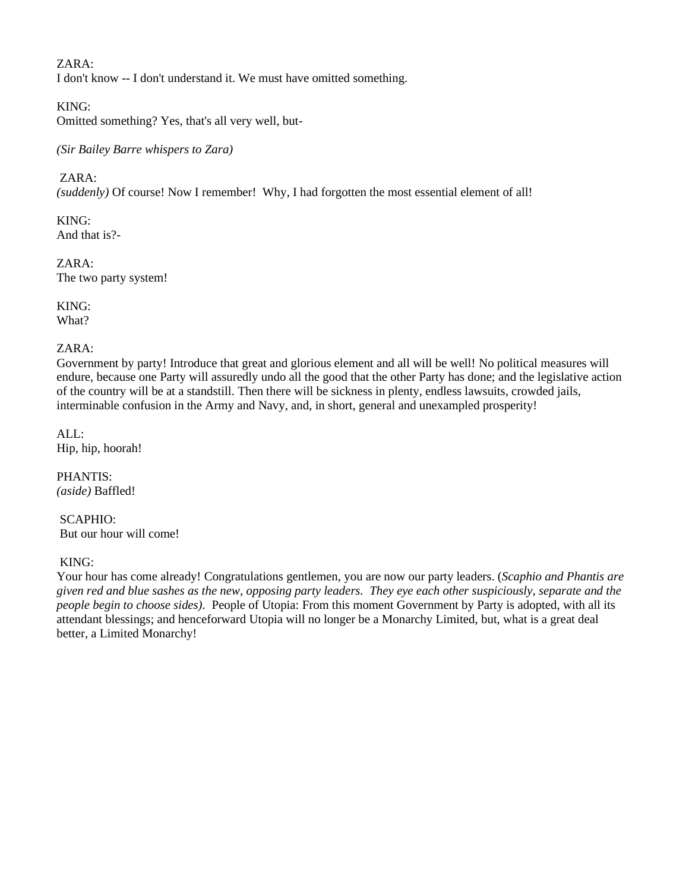ZARA:
I don't know -- I don't understand it. We must have omitted something.

KING:
Omitted something? Yes, that's all very well, but-

*(Sir Bailey Barre whispers to Zara)*

ZARA:
*(suddenly)* Of course! Now I remember! Why, I had forgotten the most essential element of all!

KING:
And that is?-

ZARA:
The two party system!

KING:
What?

ZARA:
Government by party! Introduce that great and glorious element and all will be well! No political measures will endure, because one Party will assuredly undo all the good that the other Party has done; and the legislative action of the country will be at a standstill. Then there will be sickness in plenty, endless lawsuits, crowded jails, interminable confusion in the Army and Navy, and, in short, general and unexampled prosperity!

ALL:
Hip, hip, hoorah!

PHANTIS:
*(aside)* Baffled!

SCAPHIO:
But our hour will come!

KING:
Your hour has come already! Congratulations gentlemen, you are now our party leaders. (*Scaphio and Phantis are given red and blue sashes as the new, opposing party leaders. They eye each other suspiciously, separate and the people begin to choose sides).* People of Utopia: From this moment Government by Party is adopted, with all its attendant blessings; and henceforward Utopia will no longer be a Monarchy Limited, but, what is a great deal better, a Limited Monarchy!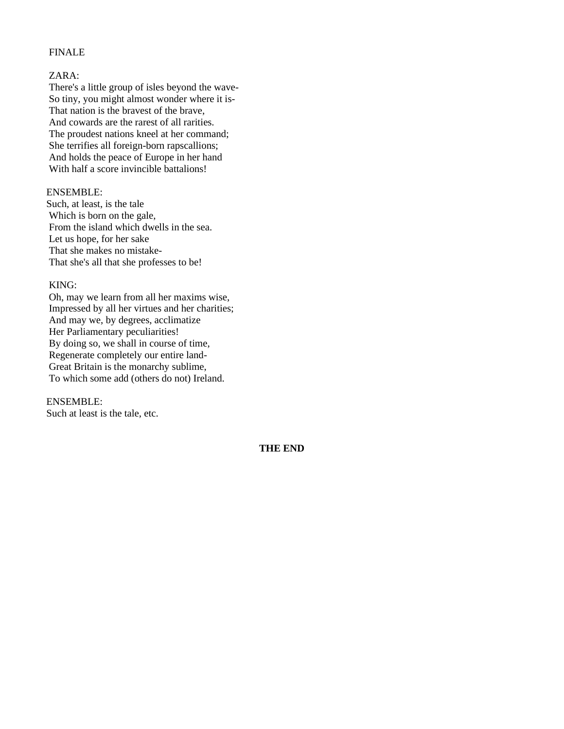FINALE

ZARA:

There's a little group of isles beyond the wave-
So tiny, you might almost wonder where it is-
That nation is the bravest of the brave,
And cowards are the rarest of all rarities.
The proudest nations kneel at her command;
She terrifies all foreign-born rapscallions;
And holds the peace of Europe in her hand
With half a score invincible battalions!

ENSEMBLE:

Such, at least, is the tale
Which is born on the gale,
From the island which dwells in the sea.
Let us hope, for her sake
That she makes no mistake-
That she's all that she professes to be!

KING:

Oh, may we learn from all her maxims wise,
Impressed by all her virtues and her charities;
And may we, by degrees, acclimatize
Her Parliamentary peculiarities!
By doing so, we shall in course of time,
Regenerate completely our entire land-
Great Britain is the monarchy sublime,
To which some add (others do not) Ireland.

ENSEMBLE:

Such at least is the tale, etc.

**THE END**